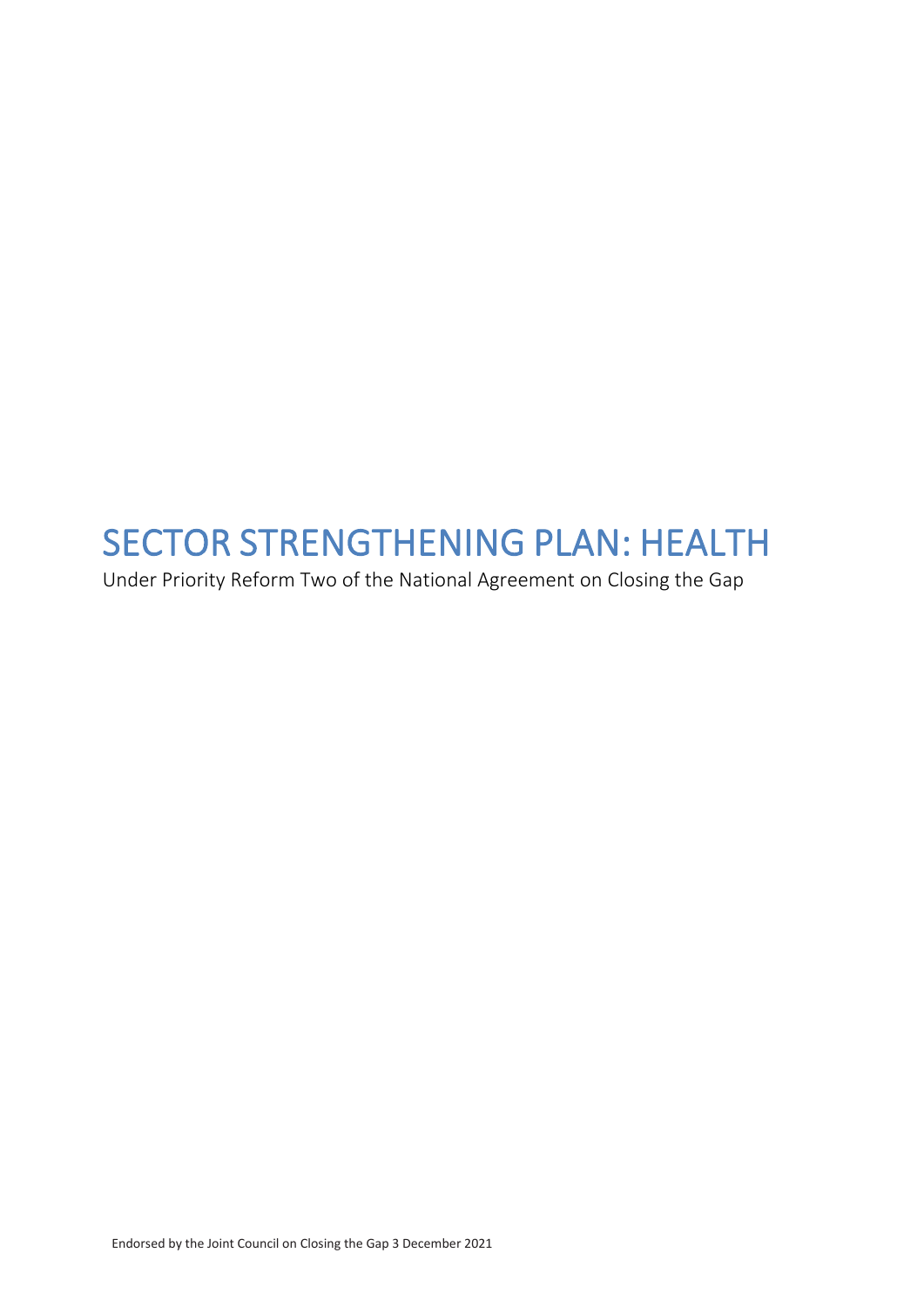# SECTOR STRENGTHENING PLAN: HEALTH

Under Priority Reform Two of the National Agreement on Closing the Gap

Endorsed by the Joint Council on Closing the Gap 3 December 2021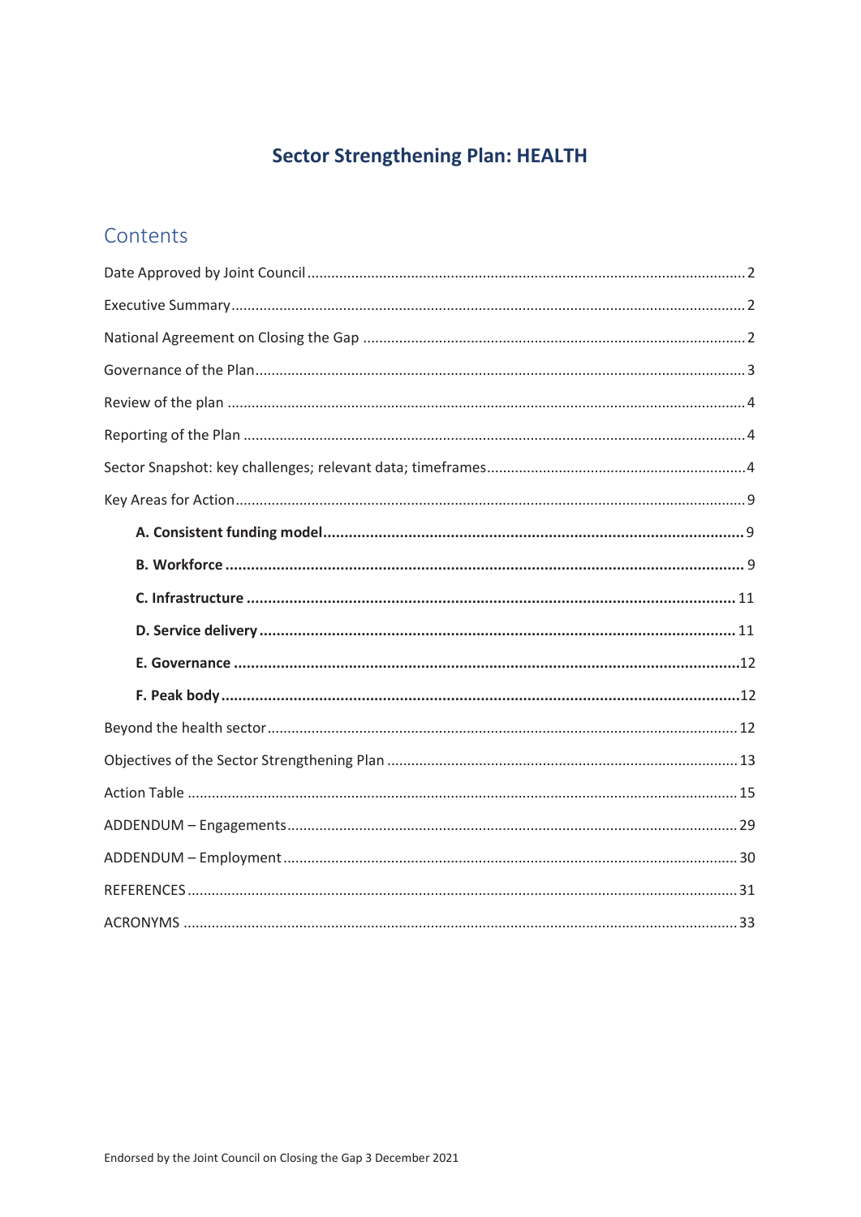# Sector Strengthening Plan: HEALTH

## Contents

Date Approved by Joint Council ..... 2

Executive Summary ..... 2

National Agreement on Closing the Gap ..... 2

Governance of the Plan ..... 3

Review of the plan ..... 4

Reporting of the Plan ..... 4

Sector Snapshot: key challenges; relevant data; timeframes ..... 4

Key Areas for Action ..... 9

- **A. Consistent funding model ..... 9**
- **B. Workforce ..... 9**
- **C. Infrastructure ..... 11**
- **D. Service delivery ..... 11**
- **E. Governance ..... 12**
- **F. Peak body ..... 12**

Beyond the health sector ..... 12

Objectives of the Sector Strengthening Plan ..... 13

Action Table ..... 15

ADDENDUM – Engagements ..... 29

ADDENDUM – Employment ..... 30

REFERENCES ..... 31

ACRONYMS ..... 33

Endorsed by the Joint Council on Closing the Gap 3 December 2021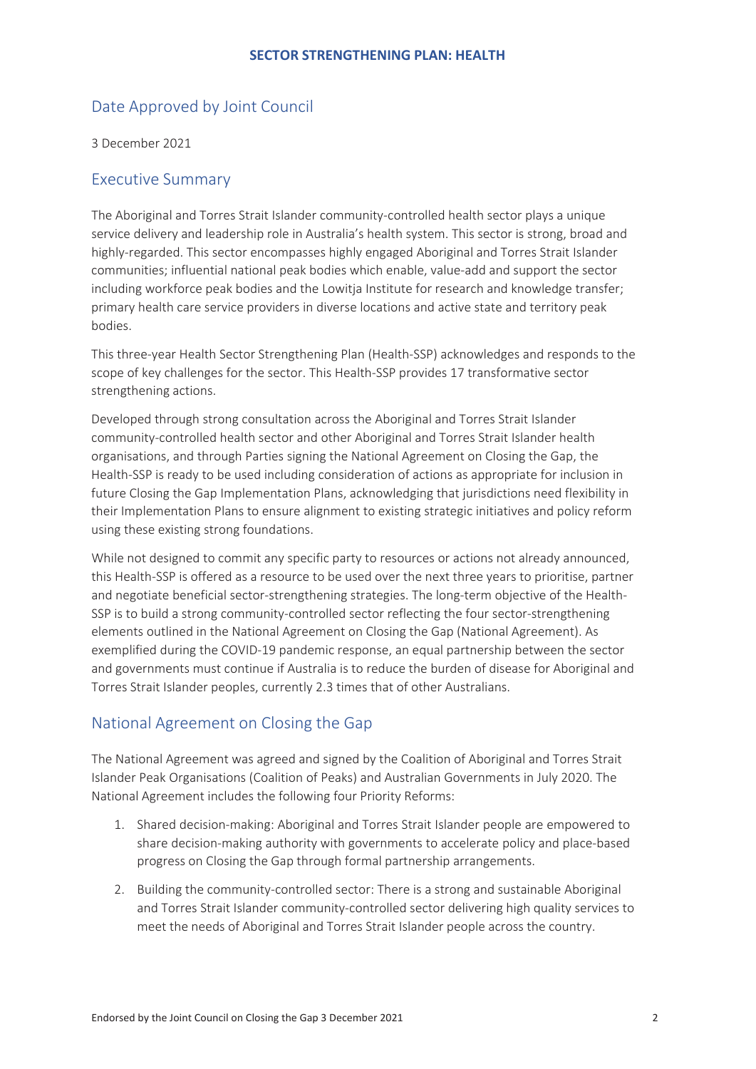## Date Approved by Joint Council

3 December 2021

## Executive Summary

The Aboriginal and Torres Strait Islander community-controlled health sector plays a unique service delivery and leadership role in Australia's health system. This sector is strong, broad and highly-regarded. This sector encompasses highly engaged Aboriginal and Torres Strait Islander communities; influential national peak bodies which enable, value-add and support the sector including workforce peak bodies and the Lowitja Institute for research and knowledge transfer; primary health care service providers in diverse locations and active state and territory peak bodies.

This three-year Health Sector Strengthening Plan (Health-SSP) acknowledges and responds to the scope of key challenges for the sector. This Health-SSP provides 17 transformative sector strengthening actions.

Developed through strong consultation across the Aboriginal and Torres Strait Islander community-controlled health sector and other Aboriginal and Torres Strait Islander health organisations, and through Parties signing the National Agreement on Closing the Gap, the Health-SSP is ready to be used including consideration of actions as appropriate for inclusion in future Closing the Gap Implementation Plans, acknowledging that jurisdictions need flexibility in their Implementation Plans to ensure alignment to existing strategic initiatives and policy reform using these existing strong foundations.

While not designed to commit any specific party to resources or actions not already announced, this Health-SSP is offered as a resource to be used over the next three years to prioritise, partner and negotiate beneficial sector-strengthening strategies. The long-term objective of the Health-SSP is to build a strong community-controlled sector reflecting the four sector-strengthening elements outlined in the National Agreement on Closing the Gap (National Agreement). As exemplified during the COVID-19 pandemic response, an equal partnership between the sector and governments must continue if Australia is to reduce the burden of disease for Aboriginal and Torres Strait Islander peoples, currently 2.3 times that of other Australians.

## National Agreement on Closing the Gap

The National Agreement was agreed and signed by the Coalition of Aboriginal and Torres Strait Islander Peak Organisations (Coalition of Peaks) and Australian Governments in July 2020. The National Agreement includes the following four Priority Reforms:

1. Shared decision-making: Aboriginal and Torres Strait Islander people are empowered to share decision-making authority with governments to accelerate policy and place-based progress on Closing the Gap through formal partnership arrangements.
2. Building the community-controlled sector: There is a strong and sustainable Aboriginal and Torres Strait Islander community-controlled sector delivering high quality services to meet the needs of Aboriginal and Torres Strait Islander people across the country.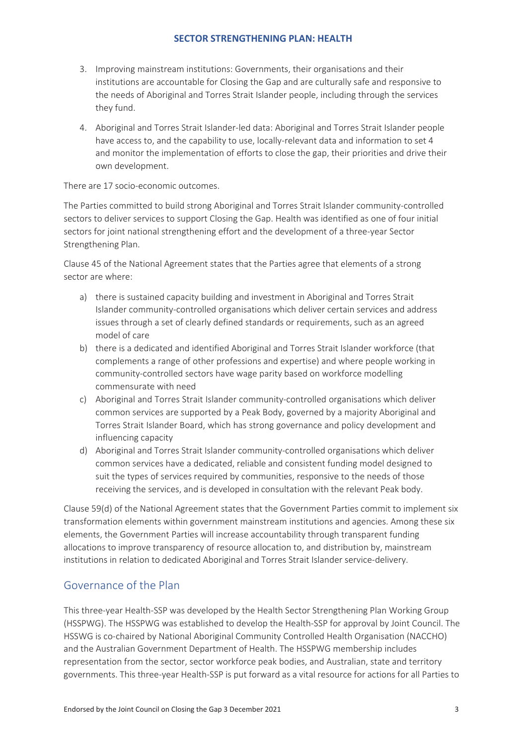3. Improving mainstream institutions: Governments, their organisations and their institutions are accountable for Closing the Gap and are culturally safe and responsive to the needs of Aboriginal and Torres Strait Islander people, including through the services they fund.
4. Aboriginal and Torres Strait Islander-led data: Aboriginal and Torres Strait Islander people have access to, and the capability to use, locally-relevant data and information to set 4 and monitor the implementation of efforts to close the gap, their priorities and drive their own development.

There are 17 socio-economic outcomes.

The Parties committed to build strong Aboriginal and Torres Strait Islander community-controlled sectors to deliver services to support Closing the Gap. Health was identified as one of four initial sectors for joint national strengthening effort and the development of a three-year Sector Strengthening Plan.

Clause 45 of the National Agreement states that the Parties agree that elements of a strong sector are where:

a) there is sustained capacity building and investment in Aboriginal and Torres Strait Islander community-controlled organisations which deliver certain services and address issues through a set of clearly defined standards or requirements, such as an agreed model of care
b) there is a dedicated and identified Aboriginal and Torres Strait Islander workforce (that complements a range of other professions and expertise) and where people working in community-controlled sectors have wage parity based on workforce modelling commensurate with need
c) Aboriginal and Torres Strait Islander community-controlled organisations which deliver common services are supported by a Peak Body, governed by a majority Aboriginal and Torres Strait Islander Board, which has strong governance and policy development and influencing capacity
d) Aboriginal and Torres Strait Islander community-controlled organisations which deliver common services have a dedicated, reliable and consistent funding model designed to suit the types of services required by communities, responsive to the needs of those receiving the services, and is developed in consultation with the relevant Peak body.

Clause 59(d) of the National Agreement states that the Government Parties commit to implement six transformation elements within government mainstream institutions and agencies. Among these six elements, the Government Parties will increase accountability through transparent funding allocations to improve transparency of resource allocation to, and distribution by, mainstream institutions in relation to dedicated Aboriginal and Torres Strait Islander service-delivery.

## Governance of the Plan

This three-year Health-SSP was developed by the Health Sector Strengthening Plan Working Group (HSSPWG). The HSSPWG was established to develop the Health-SSP for approval by Joint Council. The HSSWG is co-chaired by National Aboriginal Community Controlled Health Organisation (NACCHO) and the Australian Government Department of Health. The HSSPWG membership includes representation from the sector, sector workforce peak bodies, and Australian, state and territory governments. This three-year Health-SSP is put forward as a vital resource for actions for all Parties to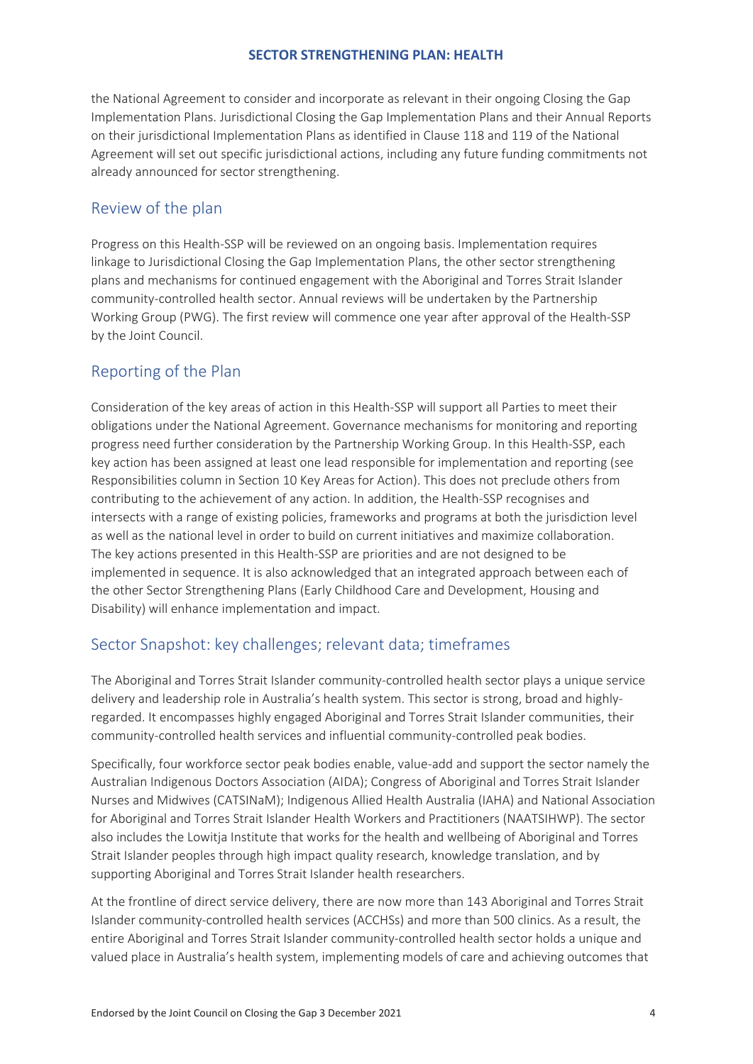the National Agreement to consider and incorporate as relevant in their ongoing Closing the Gap Implementation Plans. Jurisdictional Closing the Gap Implementation Plans and their Annual Reports on their jurisdictional Implementation Plans as identified in Clause 118 and 119 of the National Agreement will set out specific jurisdictional actions, including any future funding commitments not already announced for sector strengthening.

## Review of the plan

Progress on this Health-SSP will be reviewed on an ongoing basis. Implementation requires linkage to Jurisdictional Closing the Gap Implementation Plans, the other sector strengthening plans and mechanisms for continued engagement with the Aboriginal and Torres Strait Islander community-controlled health sector. Annual reviews will be undertaken by the Partnership Working Group (PWG). The first review will commence one year after approval of the Health-SSP by the Joint Council.

## Reporting of the Plan

Consideration of the key areas of action in this Health-SSP will support all Parties to meet their obligations under the National Agreement. Governance mechanisms for monitoring and reporting progress need further consideration by the Partnership Working Group. In this Health-SSP, each key action has been assigned at least one lead responsible for implementation and reporting (see Responsibilities column in Section 10 Key Areas for Action). This does not preclude others from contributing to the achievement of any action. In addition, the Health-SSP recognises and intersects with a range of existing policies, frameworks and programs at both the jurisdiction level as well as the national level in order to build on current initiatives and maximize collaboration. The key actions presented in this Health-SSP are priorities and are not designed to be implemented in sequence. It is also acknowledged that an integrated approach between each of the other Sector Strengthening Plans (Early Childhood Care and Development, Housing and Disability) will enhance implementation and impact.

## Sector Snapshot: key challenges; relevant data; timeframes

The Aboriginal and Torres Strait Islander community-controlled health sector plays a unique service delivery and leadership role in Australia's health system. This sector is strong, broad and highly-regarded. It encompasses highly engaged Aboriginal and Torres Strait Islander communities, their community-controlled health services and influential community-controlled peak bodies.

Specifically, four workforce sector peak bodies enable, value-add and support the sector namely the Australian Indigenous Doctors Association (AIDA); Congress of Aboriginal and Torres Strait Islander Nurses and Midwives (CATSINaM); Indigenous Allied Health Australia (IAHA) and National Association for Aboriginal and Torres Strait Islander Health Workers and Practitioners (NAATSIHWP). The sector also includes the Lowitja Institute that works for the health and wellbeing of Aboriginal and Torres Strait Islander peoples through high impact quality research, knowledge translation, and by supporting Aboriginal and Torres Strait Islander health researchers.

At the frontline of direct service delivery, there are now more than 143 Aboriginal and Torres Strait Islander community-controlled health services (ACCHSs) and more than 500 clinics. As a result, the entire Aboriginal and Torres Strait Islander community-controlled health sector holds a unique and valued place in Australia's health system, implementing models of care and achieving outcomes that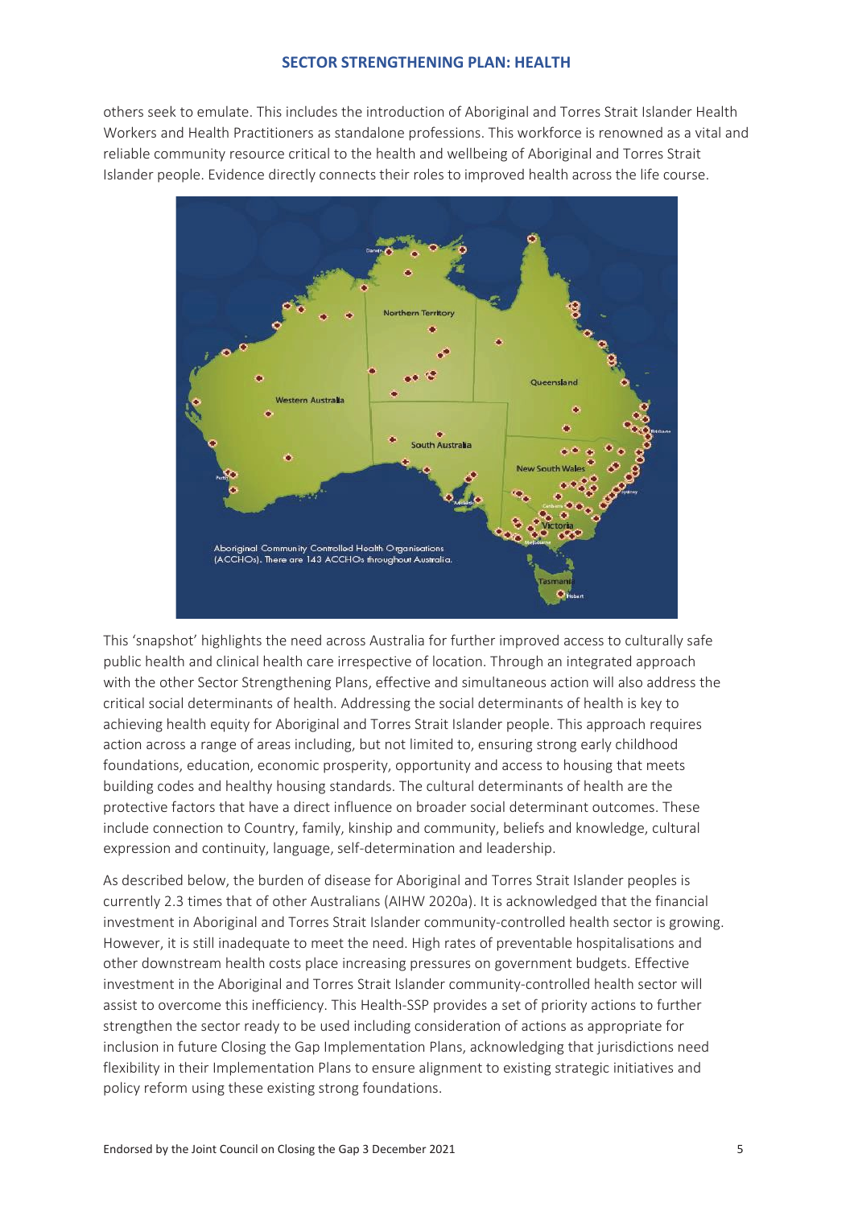others seek to emulate. This includes the introduction of Aboriginal and Torres Strait Islander Health Workers and Health Practitioners as standalone professions. This workforce is renowned as a vital and reliable community resource critical to the health and wellbeing of Aboriginal and Torres Strait Islander people. Evidence directly connects their roles to improved health across the life course.

Aboriginal Community Controlled Health Organisations (ACCHOs). There are 143 ACCHOs throughout Australia.

This 'snapshot' highlights the need across Australia for further improved access to culturally safe public health and clinical health care irrespective of location. Through an integrated approach with the other Sector Strengthening Plans, effective and simultaneous action will also address the critical social determinants of health. Addressing the social determinants of health is key to achieving health equity for Aboriginal and Torres Strait Islander people. This approach requires action across a range of areas including, but not limited to, ensuring strong early childhood foundations, education, economic prosperity, opportunity and access to housing that meets building codes and healthy housing standards. The cultural determinants of health are the protective factors that have a direct influence on broader social determinant outcomes. These include connection to Country, family, kinship and community, beliefs and knowledge, cultural expression and continuity, language, self-determination and leadership.

As described below, the burden of disease for Aboriginal and Torres Strait Islander peoples is currently 2.3 times that of other Australians (AIHW 2020a). It is acknowledged that the financial investment in Aboriginal and Torres Strait Islander community-controlled health sector is growing. However, it is still inadequate to meet the need. High rates of preventable hospitalisations and other downstream health costs place increasing pressures on government budgets. Effective investment in the Aboriginal and Torres Strait Islander community-controlled health sector will assist to overcome this inefficiency. This Health-SSP provides a set of priority actions to further strengthen the sector ready to be used including consideration of actions as appropriate for inclusion in future Closing the Gap Implementation Plans, acknowledging that jurisdictions need flexibility in their Implementation Plans to ensure alignment to existing strategic initiatives and policy reform using these existing strong foundations.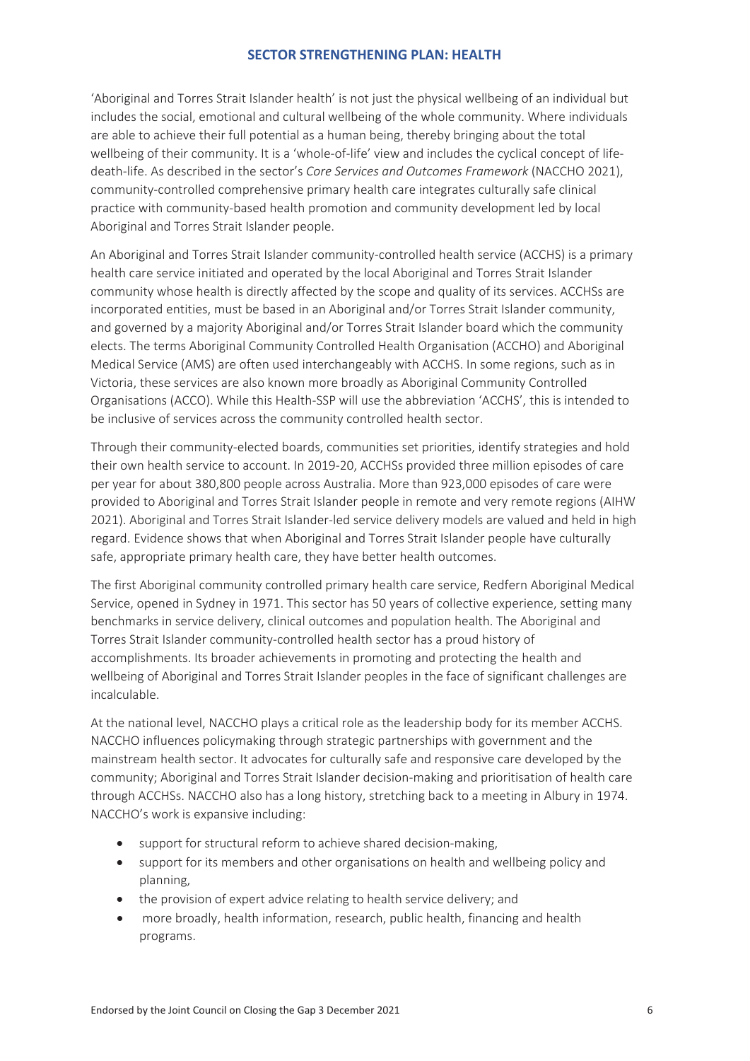## SECTOR STRENGTHENING PLAN: HEALTH

'Aboriginal and Torres Strait Islander health' is not just the physical wellbeing of an individual but includes the social, emotional and cultural wellbeing of the whole community. Where individuals are able to achieve their full potential as a human being, thereby bringing about the total wellbeing of their community. It is a 'whole-of-life' view and includes the cyclical concept of life-death-life. As described in the sector's *Core Services and Outcomes Framework* (NACCHO 2021), community-controlled comprehensive primary health care integrates culturally safe clinical practice with community-based health promotion and community development led by local Aboriginal and Torres Strait Islander people.

An Aboriginal and Torres Strait Islander community-controlled health service (ACCHS) is a primary health care service initiated and operated by the local Aboriginal and Torres Strait Islander community whose health is directly affected by the scope and quality of its services. ACCHSs are incorporated entities, must be based in an Aboriginal and/or Torres Strait Islander community, and governed by a majority Aboriginal and/or Torres Strait Islander board which the community elects. The terms Aboriginal Community Controlled Health Organisation (ACCHO) and Aboriginal Medical Service (AMS) are often used interchangeably with ACCHS. In some regions, such as in Victoria, these services are also known more broadly as Aboriginal Community Controlled Organisations (ACCO). While this Health-SSP will use the abbreviation 'ACCHS', this is intended to be inclusive of services across the community controlled health sector.

Through their community-elected boards, communities set priorities, identify strategies and hold their own health service to account. In 2019-20, ACCHSs provided three million episodes of care per year for about 380,800 people across Australia. More than 923,000 episodes of care were provided to Aboriginal and Torres Strait Islander people in remote and very remote regions (AIHW 2021). Aboriginal and Torres Strait Islander-led service delivery models are valued and held in high regard. Evidence shows that when Aboriginal and Torres Strait Islander people have culturally safe, appropriate primary health care, they have better health outcomes.

The first Aboriginal community controlled primary health care service, Redfern Aboriginal Medical Service, opened in Sydney in 1971. This sector has 50 years of collective experience, setting many benchmarks in service delivery, clinical outcomes and population health. The Aboriginal and Torres Strait Islander community-controlled health sector has a proud history of accomplishments. Its broader achievements in promoting and protecting the health and wellbeing of Aboriginal and Torres Strait Islander peoples in the face of significant challenges are incalculable.

At the national level, NACCHO plays a critical role as the leadership body for its member ACCHS. NACCHO influences policymaking through strategic partnerships with government and the mainstream health sector. It advocates for culturally safe and responsive care developed by the community; Aboriginal and Torres Strait Islander decision-making and prioritisation of health care through ACCHSs. NACCHO also has a long history, stretching back to a meeting in Albury in 1974. NACCHO's work is expansive including:

- support for structural reform to achieve shared decision-making,
- support for its members and other organisations on health and wellbeing policy and planning,
- the provision of expert advice relating to health service delivery; and
- more broadly, health information, research, public health, financing and health programs.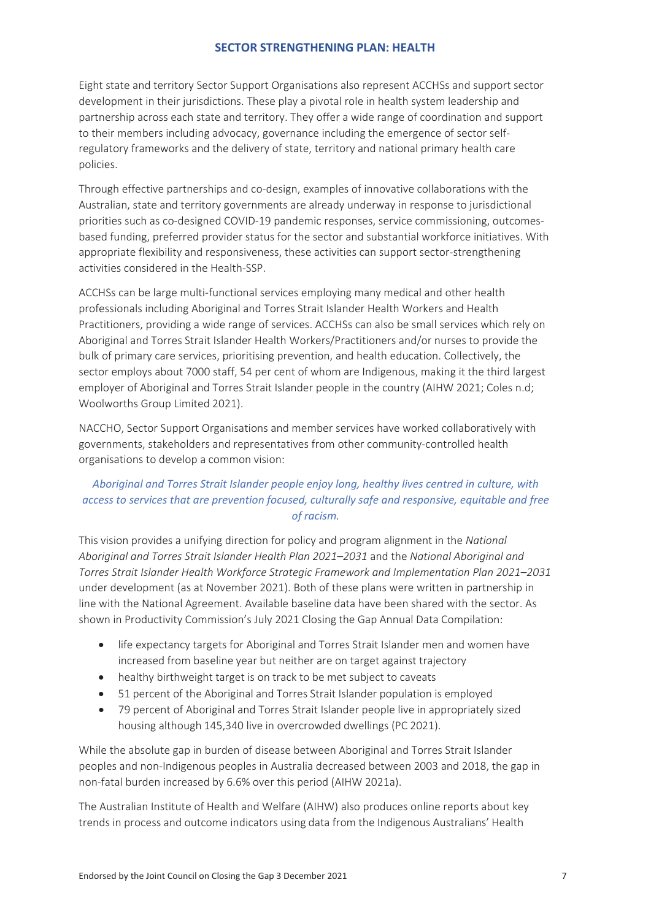Eight state and territory Sector Support Organisations also represent ACCHSs and support sector development in their jurisdictions. These play a pivotal role in health system leadership and partnership across each state and territory. They offer a wide range of coordination and support to their members including advocacy, governance including the emergence of sector self-regulatory frameworks and the delivery of state, territory and national primary health care policies.

Through effective partnerships and co-design, examples of innovative collaborations with the Australian, state and territory governments are already underway in response to jurisdictional priorities such as co-designed COVID-19 pandemic responses, service commissioning, outcomes-based funding, preferred provider status for the sector and substantial workforce initiatives. With appropriate flexibility and responsiveness, these activities can support sector-strengthening activities considered in the Health-SSP.

ACCHSs can be large multi-functional services employing many medical and other health professionals including Aboriginal and Torres Strait Islander Health Workers and Health Practitioners, providing a wide range of services. ACCHSs can also be small services which rely on Aboriginal and Torres Strait Islander Health Workers/Practitioners and/or nurses to provide the bulk of primary care services, prioritising prevention, and health education. Collectively, the sector employs about 7000 staff, 54 per cent of whom are Indigenous, making it the third largest employer of Aboriginal and Torres Strait Islander people in the country (AIHW 2021; Coles n.d; Woolworths Group Limited 2021).

NACCHO, Sector Support Organisations and member services have worked collaboratively with governments, stakeholders and representatives from other community-controlled health organisations to develop a common vision:

*Aboriginal and Torres Strait Islander people enjoy long, healthy lives centred in culture, with access to services that are prevention focused, culturally safe and responsive, equitable and free of racism.*

This vision provides a unifying direction for policy and program alignment in the *National Aboriginal and Torres Strait Islander Health Plan 2021–2031* and the *National Aboriginal and Torres Strait Islander Health Workforce Strategic Framework and Implementation Plan 2021–2031* under development (as at November 2021). Both of these plans were written in partnership in line with the National Agreement. Available baseline data have been shared with the sector. As shown in Productivity Commission's July 2021 Closing the Gap Annual Data Compilation:

- life expectancy targets for Aboriginal and Torres Strait Islander men and women have increased from baseline year but neither are on target against trajectory
- healthy birthweight target is on track to be met subject to caveats
- 51 percent of the Aboriginal and Torres Strait Islander population is employed
- 79 percent of Aboriginal and Torres Strait Islander people live in appropriately sized housing although 145,340 live in overcrowded dwellings (PC 2021).

While the absolute gap in burden of disease between Aboriginal and Torres Strait Islander peoples and non-Indigenous peoples in Australia decreased between 2003 and 2018, the gap in non-fatal burden increased by 6.6% over this period (AIHW 2021a).

The Australian Institute of Health and Welfare (AIHW) also produces online reports about key trends in process and outcome indicators using data from the Indigenous Australians' Health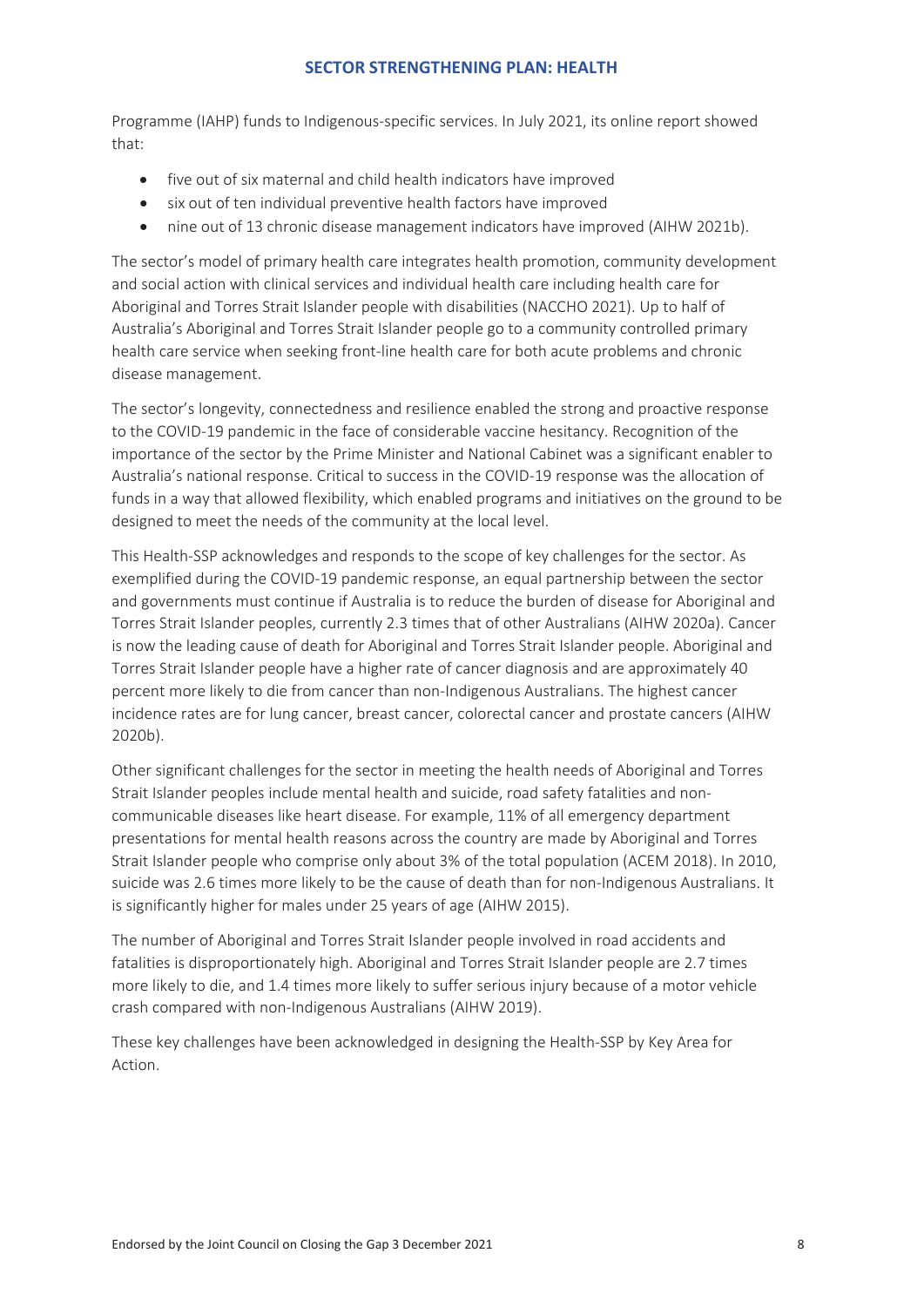Programme (IAHP) funds to Indigenous-specific services. In July 2021, its online report showed that:

- five out of six maternal and child health indicators have improved
- six out of ten individual preventive health factors have improved
- nine out of 13 chronic disease management indicators have improved (AIHW 2021b).

The sector's model of primary health care integrates health promotion, community development and social action with clinical services and individual health care including health care for Aboriginal and Torres Strait Islander people with disabilities (NACCHO 2021). Up to half of Australia's Aboriginal and Torres Strait Islander people go to a community controlled primary health care service when seeking front-line health care for both acute problems and chronic disease management.

The sector's longevity, connectedness and resilience enabled the strong and proactive response to the COVID-19 pandemic in the face of considerable vaccine hesitancy. Recognition of the importance of the sector by the Prime Minister and National Cabinet was a significant enabler to Australia's national response. Critical to success in the COVID-19 response was the allocation of funds in a way that allowed flexibility, which enabled programs and initiatives on the ground to be designed to meet the needs of the community at the local level.

This Health-SSP acknowledges and responds to the scope of key challenges for the sector. As exemplified during the COVID-19 pandemic response, an equal partnership between the sector and governments must continue if Australia is to reduce the burden of disease for Aboriginal and Torres Strait Islander peoples, currently 2.3 times that of other Australians (AIHW 2020a). Cancer is now the leading cause of death for Aboriginal and Torres Strait Islander people. Aboriginal and Torres Strait Islander people have a higher rate of cancer diagnosis and are approximately 40 percent more likely to die from cancer than non-Indigenous Australians. The highest cancer incidence rates are for lung cancer, breast cancer, colorectal cancer and prostate cancers (AIHW 2020b).

Other significant challenges for the sector in meeting the health needs of Aboriginal and Torres Strait Islander peoples include mental health and suicide, road safety fatalities and non-communicable diseases like heart disease. For example, 11% of all emergency department presentations for mental health reasons across the country are made by Aboriginal and Torres Strait Islander people who comprise only about 3% of the total population (ACEM 2018). In 2010, suicide was 2.6 times more likely to be the cause of death than for non-Indigenous Australians. It is significantly higher for males under 25 years of age (AIHW 2015).

The number of Aboriginal and Torres Strait Islander people involved in road accidents and fatalities is disproportionately high. Aboriginal and Torres Strait Islander people are 2.7 times more likely to die, and 1.4 times more likely to suffer serious injury because of a motor vehicle crash compared with non-Indigenous Australians (AIHW 2019).

These key challenges have been acknowledged in designing the Health-SSP by Key Area for Action.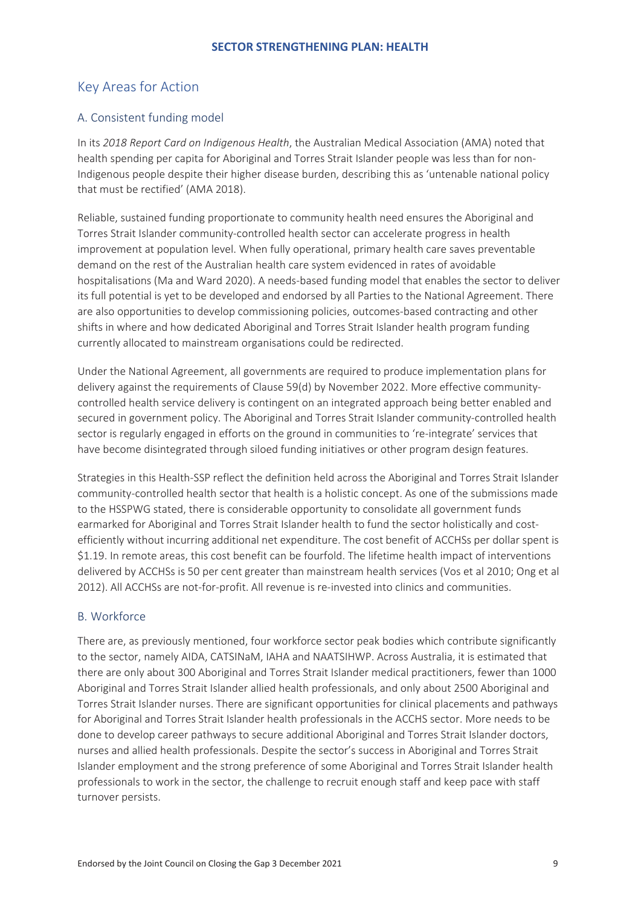## Key Areas for Action

### A. Consistent funding model

In its *2018 Report Card on Indigenous Health*, the Australian Medical Association (AMA) noted that health spending per capita for Aboriginal and Torres Strait Islander people was less than for non-Indigenous people despite their higher disease burden, describing this as 'untenable national policy that must be rectified' (AMA 2018).

Reliable, sustained funding proportionate to community health need ensures the Aboriginal and Torres Strait Islander community-controlled health sector can accelerate progress in health improvement at population level. When fully operational, primary health care saves preventable demand on the rest of the Australian health care system evidenced in rates of avoidable hospitalisations (Ma and Ward 2020). A needs-based funding model that enables the sector to deliver its full potential is yet to be developed and endorsed by all Parties to the National Agreement. There are also opportunities to develop commissioning policies, outcomes-based contracting and other shifts in where and how dedicated Aboriginal and Torres Strait Islander health program funding currently allocated to mainstream organisations could be redirected.

Under the National Agreement, all governments are required to produce implementation plans for delivery against the requirements of Clause 59(d) by November 2022. More effective community-controlled health service delivery is contingent on an integrated approach being better enabled and secured in government policy. The Aboriginal and Torres Strait Islander community-controlled health sector is regularly engaged in efforts on the ground in communities to 're-integrate' services that have become disintegrated through siloed funding initiatives or other program design features.

Strategies in this Health-SSP reflect the definition held across the Aboriginal and Torres Strait Islander community-controlled health sector that health is a holistic concept. As one of the submissions made to the HSSPWG stated, there is considerable opportunity to consolidate all government funds earmarked for Aboriginal and Torres Strait Islander health to fund the sector holistically and cost-efficiently without incurring additional net expenditure. The cost benefit of ACCHSs per dollar spent is $1.19. In remote areas, this cost benefit can be fourfold. The lifetime health impact of interventions delivered by ACCHSs is 50 per cent greater than mainstream health services (Vos et al 2010; Ong et al 2012). All ACCHSs are not-for-profit. All revenue is re-invested into clinics and communities.

### B. Workforce

There are, as previously mentioned, four workforce sector peak bodies which contribute significantly to the sector, namely AIDA, CATSINaM, IAHA and NAATSIHWP. Across Australia, it is estimated that there are only about 300 Aboriginal and Torres Strait Islander medical practitioners, fewer than 1000 Aboriginal and Torres Strait Islander allied health professionals, and only about 2500 Aboriginal and Torres Strait Islander nurses. There are significant opportunities for clinical placements and pathways for Aboriginal and Torres Strait Islander health professionals in the ACCHS sector. More needs to be done to develop career pathways to secure additional Aboriginal and Torres Strait Islander doctors, nurses and allied health professionals. Despite the sector's success in Aboriginal and Torres Strait Islander employment and the strong preference of some Aboriginal and Torres Strait Islander health professionals to work in the sector, the challenge to recruit enough staff and keep pace with staff turnover persists.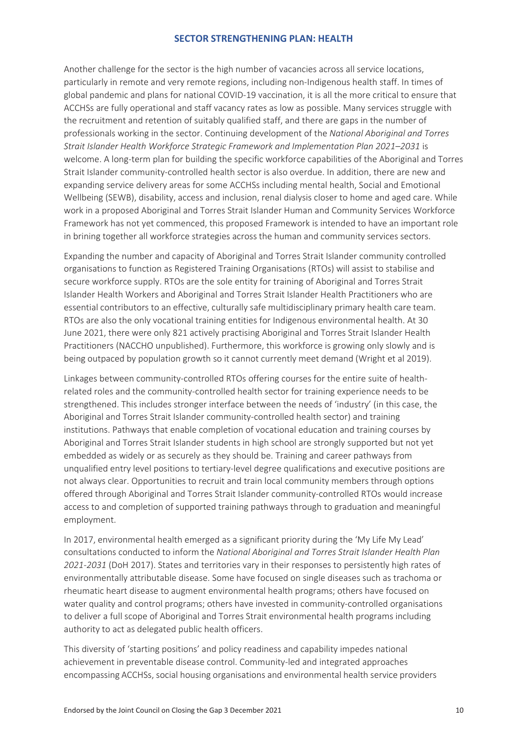Another challenge for the sector is the high number of vacancies across all service locations, particularly in remote and very remote regions, including non-Indigenous health staff. In times of global pandemic and plans for national COVID-19 vaccination, it is all the more critical to ensure that ACCHSs are fully operational and staff vacancy rates as low as possible. Many services struggle with the recruitment and retention of suitably qualified staff, and there are gaps in the number of professionals working in the sector. Continuing development of the *National Aboriginal and Torres Strait Islander Health Workforce Strategic Framework and Implementation Plan 2021–2031* is welcome. A long-term plan for building the specific workforce capabilities of the Aboriginal and Torres Strait Islander community-controlled health sector is also overdue. In addition, there are new and expanding service delivery areas for some ACCHSs including mental health, Social and Emotional Wellbeing (SEWB), disability, access and inclusion, renal dialysis closer to home and aged care. While work in a proposed Aboriginal and Torres Strait Islander Human and Community Services Workforce Framework has not yet commenced, this proposed Framework is intended to have an important role in brining together all workforce strategies across the human and community services sectors.

Expanding the number and capacity of Aboriginal and Torres Strait Islander community controlled organisations to function as Registered Training Organisations (RTOs) will assist to stabilise and secure workforce supply. RTOs are the sole entity for training of Aboriginal and Torres Strait Islander Health Workers and Aboriginal and Torres Strait Islander Health Practitioners who are essential contributors to an effective, culturally safe multidisciplinary primary health care team. RTOs are also the only vocational training entities for Indigenous environmental health. At 30 June 2021, there were only 821 actively practising Aboriginal and Torres Strait Islander Health Practitioners (NACCHO unpublished). Furthermore, this workforce is growing only slowly and is being outpaced by population growth so it cannot currently meet demand (Wright et al 2019).

Linkages between community-controlled RTOs offering courses for the entire suite of health-related roles and the community-controlled health sector for training experience needs to be strengthened. This includes stronger interface between the needs of 'industry' (in this case, the Aboriginal and Torres Strait Islander community-controlled health sector) and training institutions. Pathways that enable completion of vocational education and training courses by Aboriginal and Torres Strait Islander students in high school are strongly supported but not yet embedded as widely or as securely as they should be. Training and career pathways from unqualified entry level positions to tertiary-level degree qualifications and executive positions are not always clear. Opportunities to recruit and train local community members through options offered through Aboriginal and Torres Strait Islander community-controlled RTOs would increase access to and completion of supported training pathways through to graduation and meaningful employment.

In 2017, environmental health emerged as a significant priority during the 'My Life My Lead' consultations conducted to inform the *National Aboriginal and Torres Strait Islander Health Plan 2021-2031* (DoH 2017). States and territories vary in their responses to persistently high rates of environmentally attributable disease. Some have focused on single diseases such as trachoma or rheumatic heart disease to augment environmental health programs; others have focused on water quality and control programs; others have invested in community-controlled organisations to deliver a full scope of Aboriginal and Torres Strait environmental health programs including authority to act as delegated public health officers.

This diversity of 'starting positions' and policy readiness and capability impedes national achievement in preventable disease control. Community-led and integrated approaches encompassing ACCHSs, social housing organisations and environmental health service providers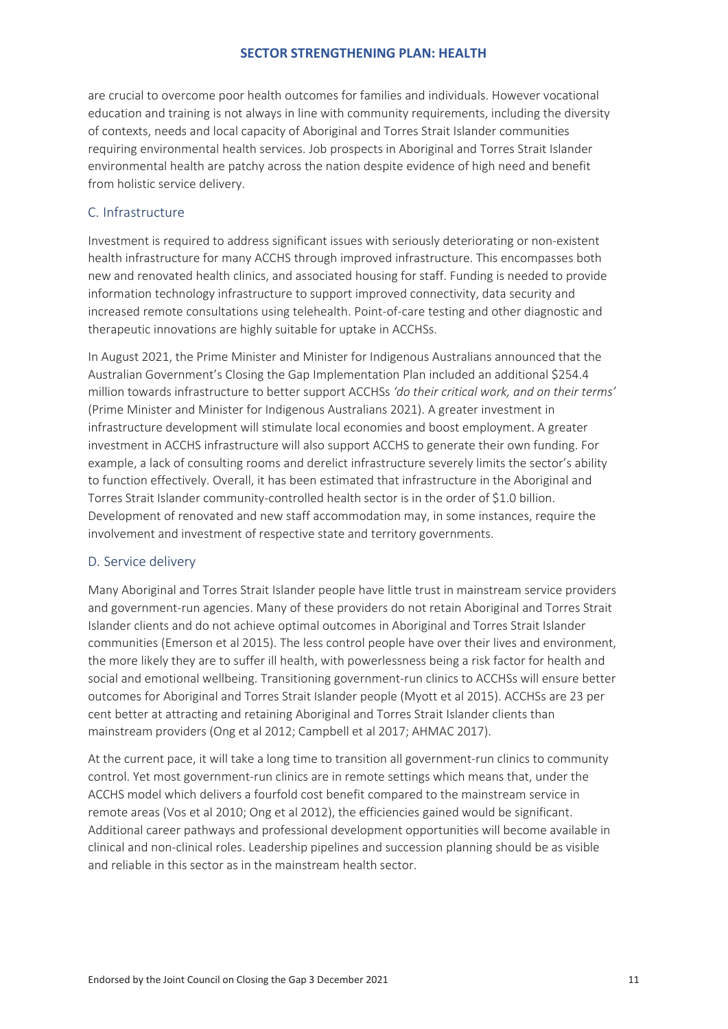are crucial to overcome poor health outcomes for families and individuals. However vocational education and training is not always in line with community requirements, including the diversity of contexts, needs and local capacity of Aboriginal and Torres Strait Islander communities requiring environmental health services. Job prospects in Aboriginal and Torres Strait Islander environmental health are patchy across the nation despite evidence of high need and benefit from holistic service delivery.

### C. Infrastructure

Investment is required to address significant issues with seriously deteriorating or non-existent health infrastructure for many ACCHS through improved infrastructure. This encompasses both new and renovated health clinics, and associated housing for staff. Funding is needed to provide information technology infrastructure to support improved connectivity, data security and increased remote consultations using telehealth. Point-of-care testing and other diagnostic and therapeutic innovations are highly suitable for uptake in ACCHSs.

In August 2021, the Prime Minister and Minister for Indigenous Australians announced that the Australian Government's Closing the Gap Implementation Plan included an additional $254.4 million towards infrastructure to better support ACCHSs *'do their critical work, and on their terms'* (Prime Minister and Minister for Indigenous Australians 2021). A greater investment in infrastructure development will stimulate local economies and boost employment. A greater investment in ACCHS infrastructure will also support ACCHS to generate their own funding. For example, a lack of consulting rooms and derelict infrastructure severely limits the sector's ability to function effectively. Overall, it has been estimated that infrastructure in the Aboriginal and Torres Strait Islander community-controlled health sector is in the order of $1.0 billion. Development of renovated and new staff accommodation may, in some instances, require the involvement and investment of respective state and territory governments.

### D. Service delivery

Many Aboriginal and Torres Strait Islander people have little trust in mainstream service providers and government-run agencies. Many of these providers do not retain Aboriginal and Torres Strait Islander clients and do not achieve optimal outcomes in Aboriginal and Torres Strait Islander communities (Emerson et al 2015). The less control people have over their lives and environment, the more likely they are to suffer ill health, with powerlessness being a risk factor for health and social and emotional wellbeing. Transitioning government-run clinics to ACCHSs will ensure better outcomes for Aboriginal and Torres Strait Islander people (Myott et al 2015). ACCHSs are 23 per cent better at attracting and retaining Aboriginal and Torres Strait Islander clients than mainstream providers (Ong et al 2012; Campbell et al 2017; AHMAC 2017).

At the current pace, it will take a long time to transition all government-run clinics to community control. Yet most government-run clinics are in remote settings which means that, under the ACCHS model which delivers a fourfold cost benefit compared to the mainstream service in remote areas (Vos et al 2010; Ong et al 2012), the efficiencies gained would be significant. Additional career pathways and professional development opportunities will become available in clinical and non-clinical roles. Leadership pipelines and succession planning should be as visible and reliable in this sector as in the mainstream health sector.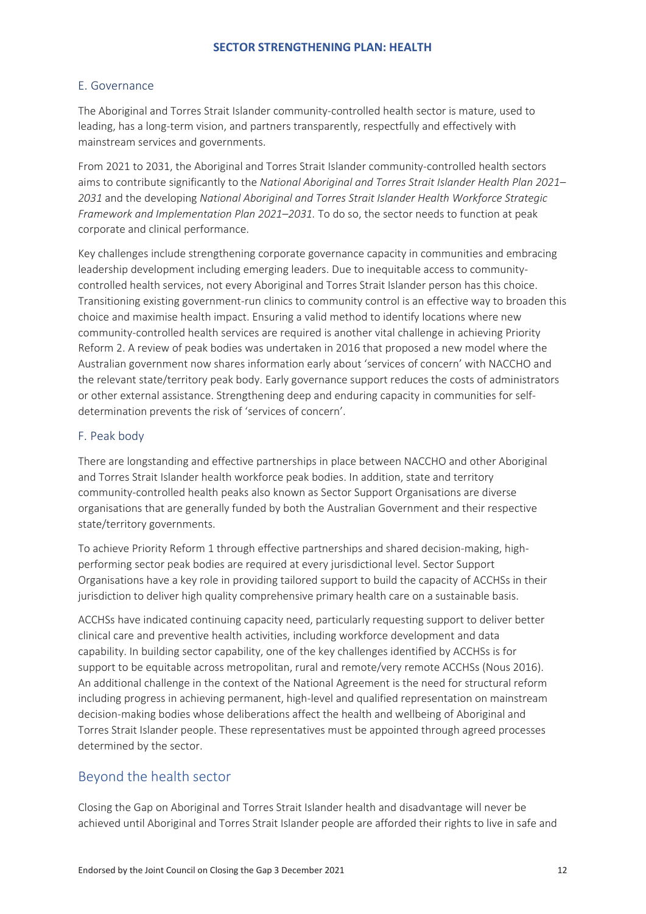## E. Governance

The Aboriginal and Torres Strait Islander community-controlled health sector is mature, used to leading, has a long-term vision, and partners transparently, respectfully and effectively with mainstream services and governments.

From 2021 to 2031, the Aboriginal and Torres Strait Islander community-controlled health sectors aims to contribute significantly to the *National Aboriginal and Torres Strait Islander Health Plan 2021–2031* and the developing *National Aboriginal and Torres Strait Islander Health Workforce Strategic Framework and Implementation Plan 2021–2031.* To do so, the sector needs to function at peak corporate and clinical performance.

Key challenges include strengthening corporate governance capacity in communities and embracing leadership development including emerging leaders. Due to inequitable access to community-controlled health services, not every Aboriginal and Torres Strait Islander person has this choice. Transitioning existing government-run clinics to community control is an effective way to broaden this choice and maximise health impact. Ensuring a valid method to identify locations where new community-controlled health services are required is another vital challenge in achieving Priority Reform 2. A review of peak bodies was undertaken in 2016 that proposed a new model where the Australian government now shares information early about 'services of concern' with NACCHO and the relevant state/territory peak body. Early governance support reduces the costs of administrators or other external assistance. Strengthening deep and enduring capacity in communities for self-determination prevents the risk of 'services of concern'.

## F. Peak body

There are longstanding and effective partnerships in place between NACCHO and other Aboriginal and Torres Strait Islander health workforce peak bodies. In addition, state and territory community-controlled health peaks also known as Sector Support Organisations are diverse organisations that are generally funded by both the Australian Government and their respective state/territory governments.

To achieve Priority Reform 1 through effective partnerships and shared decision-making, high-performing sector peak bodies are required at every jurisdictional level. Sector Support Organisations have a key role in providing tailored support to build the capacity of ACCHSs in their jurisdiction to deliver high quality comprehensive primary health care on a sustainable basis.

ACCHSs have indicated continuing capacity need, particularly requesting support to deliver better clinical care and preventive health activities, including workforce development and data capability. In building sector capability, one of the key challenges identified by ACCHSs is for support to be equitable across metropolitan, rural and remote/very remote ACCHSs (Nous 2016). An additional challenge in the context of the National Agreement is the need for structural reform including progress in achieving permanent, high-level and qualified representation on mainstream decision-making bodies whose deliberations affect the health and wellbeing of Aboriginal and Torres Strait Islander people. These representatives must be appointed through agreed processes determined by the sector.

# Beyond the health sector

Closing the Gap on Aboriginal and Torres Strait Islander health and disadvantage will never be achieved until Aboriginal and Torres Strait Islander people are afforded their rights to live in safe and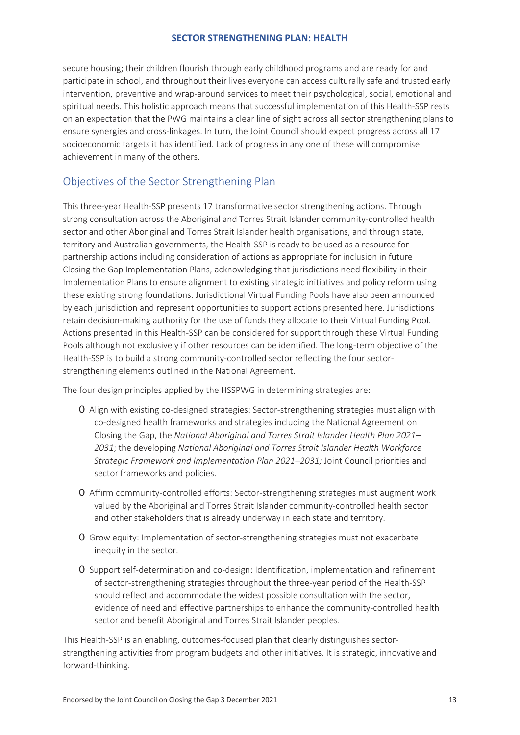secure housing; their children flourish through early childhood programs and are ready for and participate in school, and throughout their lives everyone can access culturally safe and trusted early intervention, preventive and wrap-around services to meet their psychological, social, emotional and spiritual needs. This holistic approach means that successful implementation of this Health-SSP rests on an expectation that the PWG maintains a clear line of sight across all sector strengthening plans to ensure synergies and cross-linkages. In turn, the Joint Council should expect progress across all 17 socioeconomic targets it has identified. Lack of progress in any one of these will compromise achievement in many of the others.

## Objectives of the Sector Strengthening Plan

This three-year Health-SSP presents 17 transformative sector strengthening actions. Through strong consultation across the Aboriginal and Torres Strait Islander community-controlled health sector and other Aboriginal and Torres Strait Islander health organisations, and through state, territory and Australian governments, the Health-SSP is ready to be used as a resource for partnership actions including consideration of actions as appropriate for inclusion in future Closing the Gap Implementation Plans, acknowledging that jurisdictions need flexibility in their Implementation Plans to ensure alignment to existing strategic initiatives and policy reform using these existing strong foundations. Jurisdictional Virtual Funding Pools have also been announced by each jurisdiction and represent opportunities to support actions presented here. Jurisdictions retain decision-making authority for the use of funds they allocate to their Virtual Funding Pool. Actions presented in this Health-SSP can be considered for support through these Virtual Funding Pools although not exclusively if other resources can be identified. The long-term objective of the Health-SSP is to build a strong community-controlled sector reflecting the four sector-strengthening elements outlined in the National Agreement.

The four design principles applied by the HSSPWG in determining strategies are:

- Align with existing co-designed strategies: Sector-strengthening strategies must align with co-designed health frameworks and strategies including the National Agreement on Closing the Gap, the *National Aboriginal and Torres Strait Islander Health Plan 2021–2031*; the developing *National Aboriginal and Torres Strait Islander Health Workforce Strategic Framework and Implementation Plan 2021–2031;* Joint Council priorities and sector frameworks and policies.
- Affirm community-controlled efforts: Sector-strengthening strategies must augment work valued by the Aboriginal and Torres Strait Islander community-controlled health sector and other stakeholders that is already underway in each state and territory.
- Grow equity: Implementation of sector-strengthening strategies must not exacerbate inequity in the sector.
- Support self-determination and co-design: Identification, implementation and refinement of sector-strengthening strategies throughout the three-year period of the Health-SSP should reflect and accommodate the widest possible consultation with the sector, evidence of need and effective partnerships to enhance the community-controlled health sector and benefit Aboriginal and Torres Strait Islander peoples.

This Health-SSP is an enabling, outcomes-focused plan that clearly distinguishes sector-strengthening activities from program budgets and other initiatives. It is strategic, innovative and forward-thinking.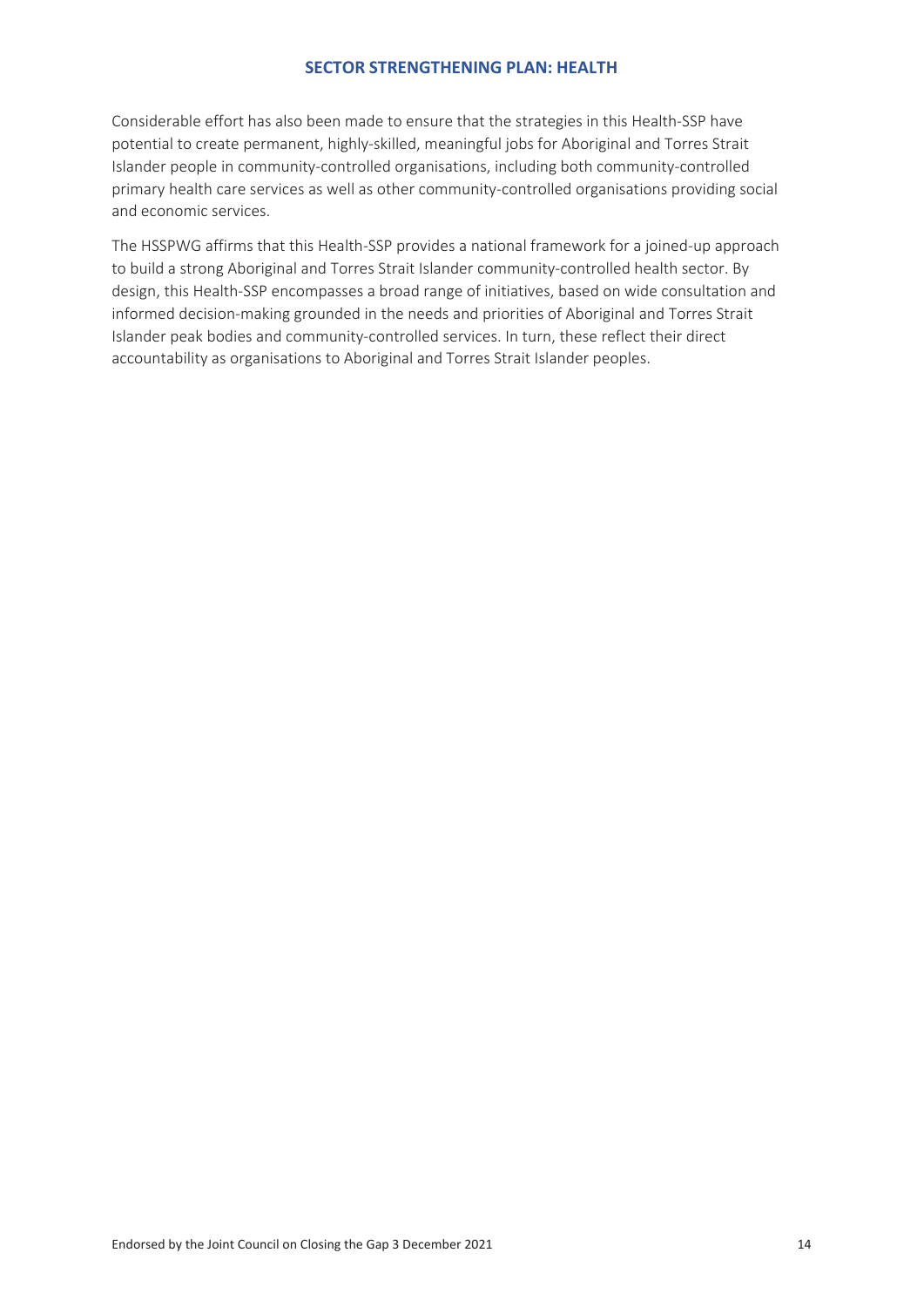Considerable effort has also been made to ensure that the strategies in this Health-SSP have potential to create permanent, highly-skilled, meaningful jobs for Aboriginal and Torres Strait Islander people in community-controlled organisations, including both community-controlled primary health care services as well as other community-controlled organisations providing social and economic services.

The HSSPWG affirms that this Health-SSP provides a national framework for a joined-up approach to build a strong Aboriginal and Torres Strait Islander community-controlled health sector. By design, this Health-SSP encompasses a broad range of initiatives, based on wide consultation and informed decision-making grounded in the needs and priorities of Aboriginal and Torres Strait Islander peak bodies and community-controlled services. In turn, these reflect their direct accountability as organisations to Aboriginal and Torres Strait Islander peoples.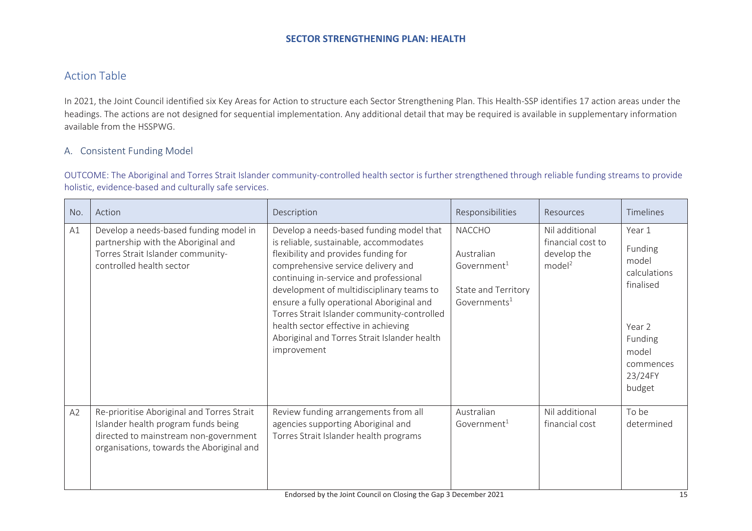## Action Table

In 2021, the Joint Council identified six Key Areas for Action to structure each Sector Strengthening Plan. This Health-SSP identifies 17 action areas under the headings. The actions are not designed for sequential implementation. Any additional detail that may be required is available in supplementary information available from the HSSPWG.

### A. Consistent Funding Model

OUTCOME: The Aboriginal and Torres Strait Islander community-controlled health sector is further strengthened through reliable funding streams to provide holistic, evidence-based and culturally safe services.

| No. | Action | Description | Responsibilities | Resources | Timelines |
|---|---|---|---|---|---|
| A1 | Develop a needs-based funding model in partnership with the Aboriginal and Torres Strait Islander community-controlled health sector | Develop a needs-based funding model that is reliable, sustainable, accommodates flexibility and provides funding for comprehensive service delivery and continuing in-service and professional development of multidisciplinary teams to ensure a fully operational Aboriginal and Torres Strait Islander community-controlled health sector effective in achieving Aboriginal and Torres Strait Islander health improvement | NACCHO<br><br>Australian Government[1]<br><br>State and Territory Governments[1] | Nil additional financial cost to develop the model[2] | Year 1<br>Funding model calculations finalised<br><br>Year 2<br>Funding model commences 23/24FY budget |
| A2 | Re-prioritise Aboriginal and Torres Strait Islander health program funds being directed to mainstream non-government organisations, towards the Aboriginal and | Review funding arrangements from all agencies supporting Aboriginal and Torres Strait Islander health programs | Australian Government[1] | Nil additional financial cost | To be determined |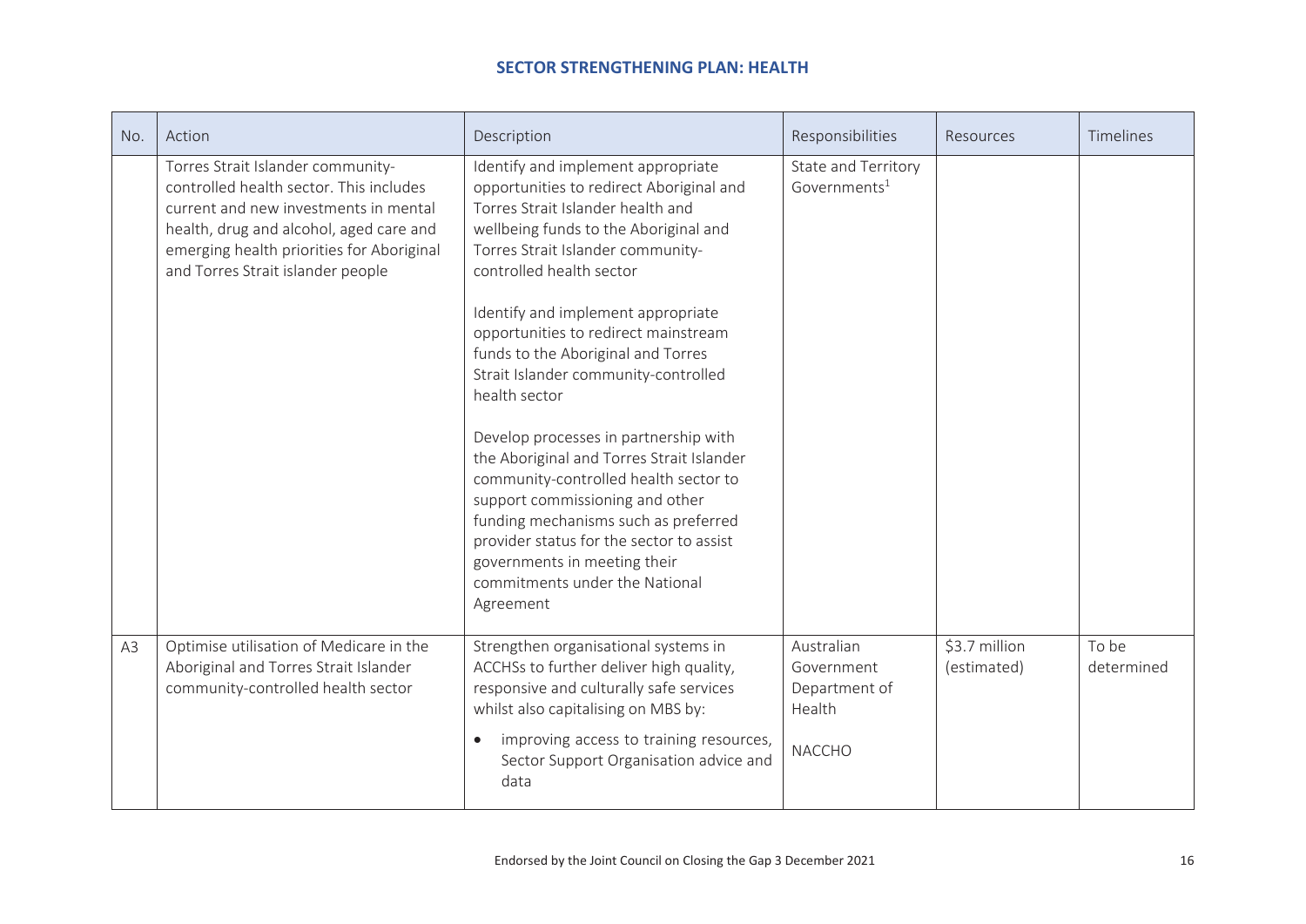## SECTOR STRENGTHENING PLAN: HEALTH

| No. | Action | Description | Responsibilities | Resources | Timelines |
|---|---|---|---|---|---|
| | Torres Strait Islander community-controlled health sector. This includes current and new investments in mental health, drug and alcohol, aged care and emerging health priorities for Aboriginal and Torres Strait islander people | Identify and implement appropriate opportunities to redirect Aboriginal and Torres Strait Islander health and wellbeing funds to the Aboriginal and Torres Strait Islander community-controlled health sector<br><br>Identify and implement appropriate opportunities to redirect mainstream funds to the Aboriginal and Torres Strait Islander community-controlled health sector<br><br>Develop processes in partnership with the Aboriginal and Torres Strait Islander community-controlled health sector to support commissioning and other funding mechanisms such as preferred provider status for the sector to assist governments in meeting their commitments under the National Agreement | State and Territory Governments[1] | | |
| A3 | Optimise utilisation of Medicare in the Aboriginal and Torres Strait Islander community-controlled health sector | Strengthen organisational systems in ACCHSs to further deliver high quality, responsive and culturally safe services whilst also capitalising on MBS by:<br>• improving access to training resources, Sector Support Organisation advice and data | Australian Government Department of Health<br><br>NACCHO | \$3.7 million (estimated) | To be determined |

Endorsed by the Joint Council on Closing the Gap 3 December 2021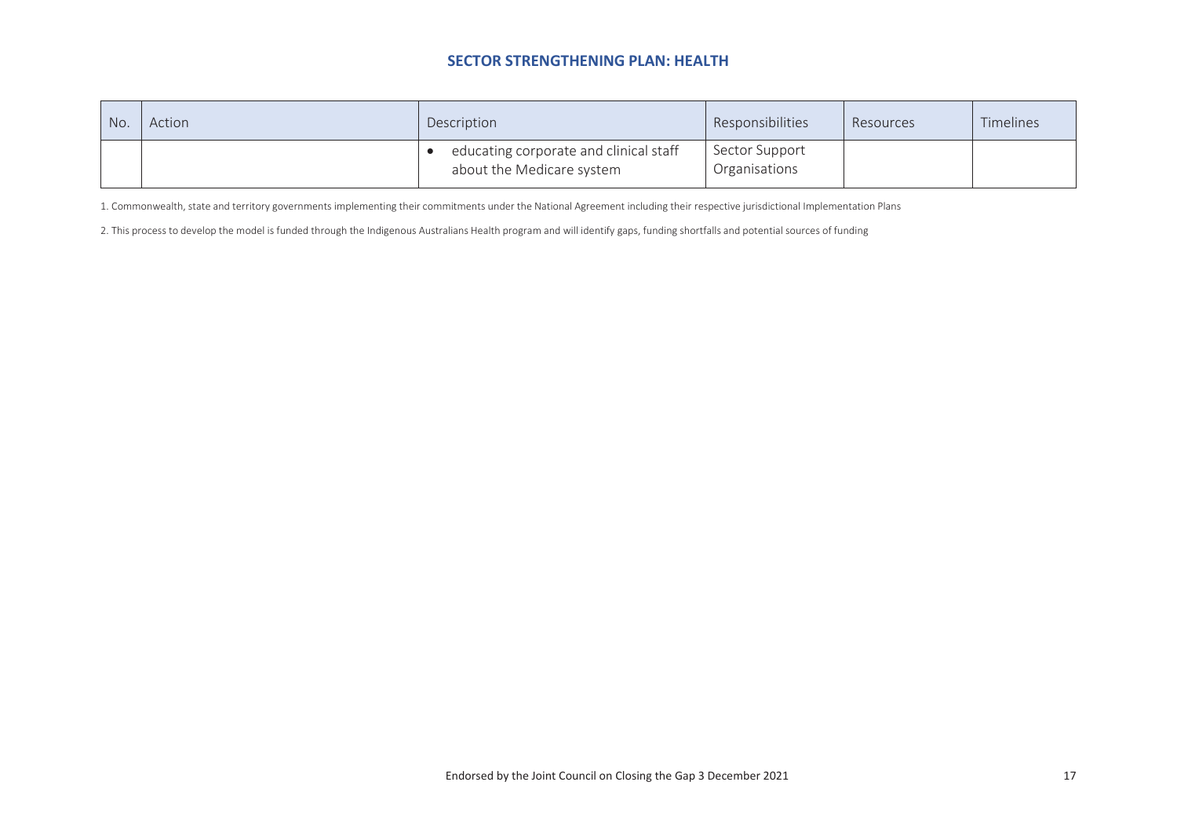## SECTOR STRENGTHENING PLAN: HEALTH

| No. | Action | Description | Responsibilities | Resources | Timelines |
|---|---|---|---|---|---|
| | | • educating corporate and clinical staff about the Medicare system | Sector Support Organisations | | |

1. Commonwealth, state and territory governments implementing their commitments under the National Agreement including their respective jurisdictional Implementation Plans

2. This process to develop the model is funded through the Indigenous Australians Health program and will identify gaps, funding shortfalls and potential sources of funding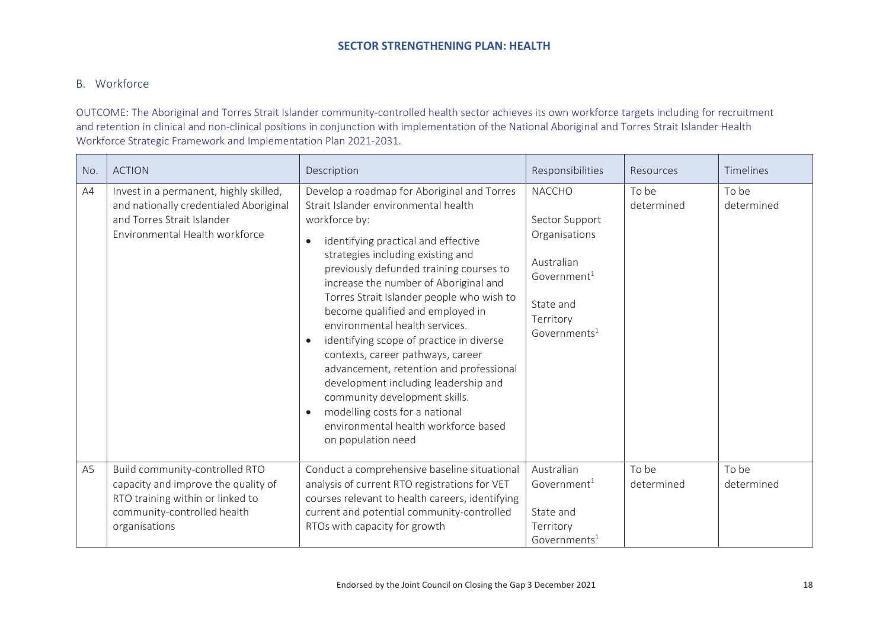## B. Workforce

OUTCOME: The Aboriginal and Torres Strait Islander community-controlled health sector achieves its own workforce targets including for recruitment and retention in clinical and non-clinical positions in conjunction with implementation of the National Aboriginal and Torres Strait Islander Health Workforce Strategic Framework and Implementation Plan 2021-2031.

| No. | ACTION | Description | Responsibilities | Resources | Timelines |
| --- | --- | --- | --- | --- | --- |
| A4 | Invest in a permanent, highly skilled, and nationally credentialed Aboriginal and Torres Strait Islander Environmental Health workforce | Develop a roadmap for Aboriginal and Torres Strait Islander environmental health workforce by:<br>• identifying practical and effective strategies including existing and previously defunded training courses to increase the number of Aboriginal and Torres Strait Islander people who wish to become qualified and employed in environmental health services.<br>• identifying scope of practice in diverse contexts, career pathways, career advancement, retention and professional development including leadership and community development skills.<br>• modelling costs for a national environmental health workforce based on population need | NACCHO<br><br>Sector Support Organisations<br><br>Australian Government[1]<br><br>State and Territory Governments[1] | To be determined | To be determined |
| A5 | Build community-controlled RTO capacity and improve the quality of RTO training within or linked to community-controlled health organisations | Conduct a comprehensive baseline situational analysis of current RTO registrations for VET courses relevant to health careers, identifying current and potential community-controlled RTOs with capacity for growth | Australian Government[1]<br><br>State and Territory Governments[1] | To be determined | To be determined |

Endorsed by the Joint Council on Closing the Gap 3 December 2021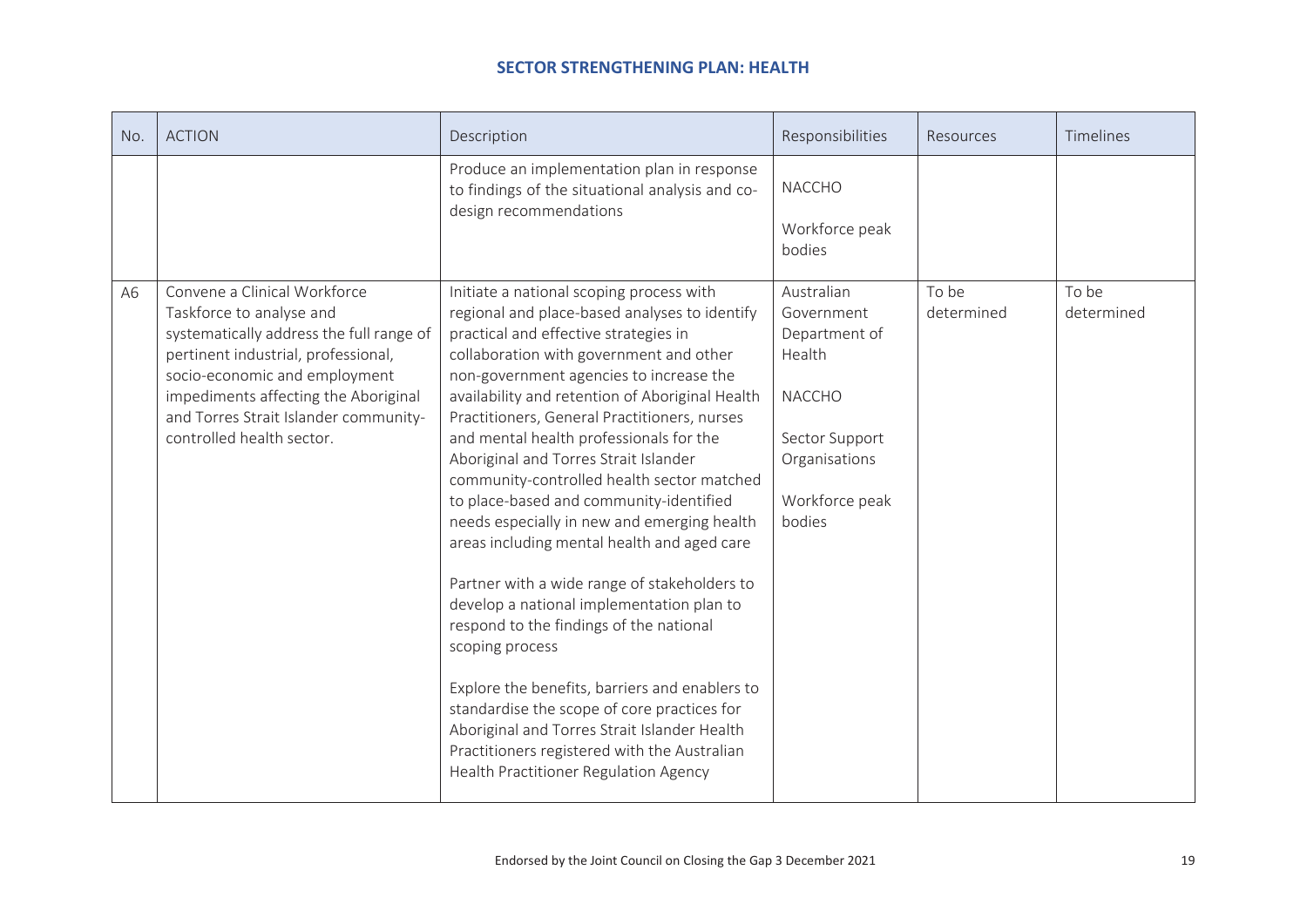## SECTOR STRENGTHENING PLAN: HEALTH

| No. | ACTION | Description | Responsibilities | Resources | Timelines |
|---|---|---|---|---|---|
| | | Produce an implementation plan in response to findings of the situational analysis and co-design recommendations | NACCHO<br><br>Workforce peak bodies | | |
| A6 | Convene a Clinical Workforce Taskforce to analyse and systematically address the full range of pertinent industrial, professional, socio-economic and employment impediments affecting the Aboriginal and Torres Strait Islander community-controlled health sector. | Initiate a national scoping process with regional and place-based analyses to identify practical and effective strategies in collaboration with government and other non-government agencies to increase the availability and retention of Aboriginal Health Practitioners, General Practitioners, nurses and mental health professionals for the Aboriginal and Torres Strait Islander community-controlled health sector matched to place-based and community-identified needs especially in new and emerging health areas including mental health and aged care<br><br>Partner with a wide range of stakeholders to develop a national implementation plan to respond to the findings of the national scoping process<br><br>Explore the benefits, barriers and enablers to standardise the scope of core practices for Aboriginal and Torres Strait Islander Health Practitioners registered with the Australian Health Practitioner Regulation Agency | Australian Government Department of Health<br><br>NACCHO<br><br>Sector Support Organisations<br><br>Workforce peak bodies | To be determined | To be determined |

Endorsed by the Joint Council on Closing the Gap 3 December 2021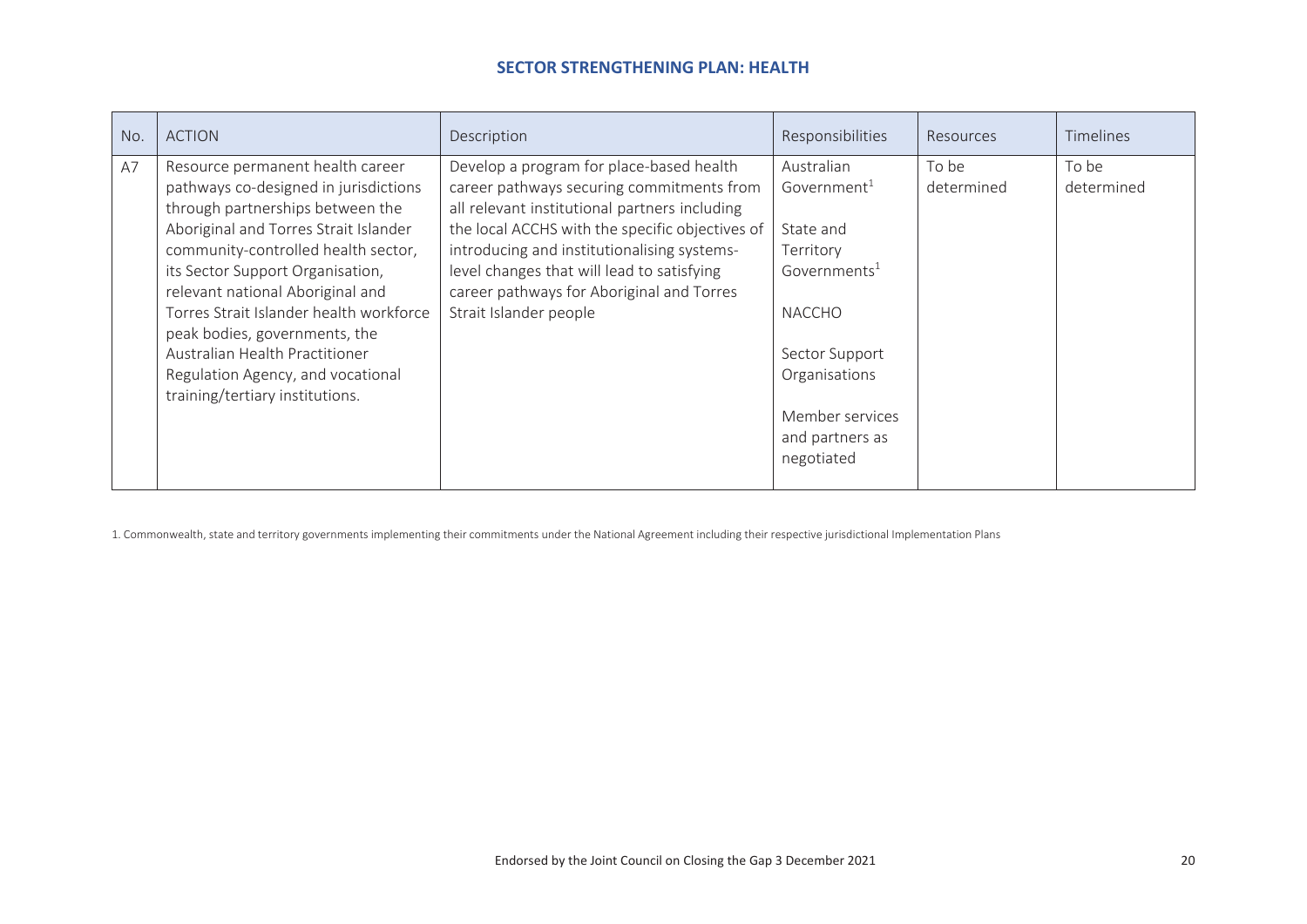## SECTOR STRENGTHENING PLAN: HEALTH

| No. | ACTION | Description | Responsibilities | Resources | Timelines |
| --- | --- | --- | --- | --- | --- |
| A7 | Resource permanent health career pathways co-designed in jurisdictions through partnerships between the Aboriginal and Torres Strait Islander community-controlled health sector, its Sector Support Organisation, relevant national Aboriginal and Torres Strait Islander health workforce peak bodies, governments, the Australian Health Practitioner Regulation Agency, and vocational training/tertiary institutions. | Develop a program for place-based health career pathways securing commitments from all relevant institutional partners including the local ACCHS with the specific objectives of introducing and institutionalising systems-level changes that will lead to satisfying career pathways for Aboriginal and Torres Strait Islander people | Australian Government[1]<br><br>State and Territory Governments[1]<br><br>NACCHO<br><br>Sector Support Organisations<br><br>Member services and partners as negotiated | To be determined | To be determined |

1. Commonwealth, state and territory governments implementing their commitments under the National Agreement including their respective jurisdictional Implementation Plans

Endorsed by the Joint Council on Closing the Gap 3 December 2021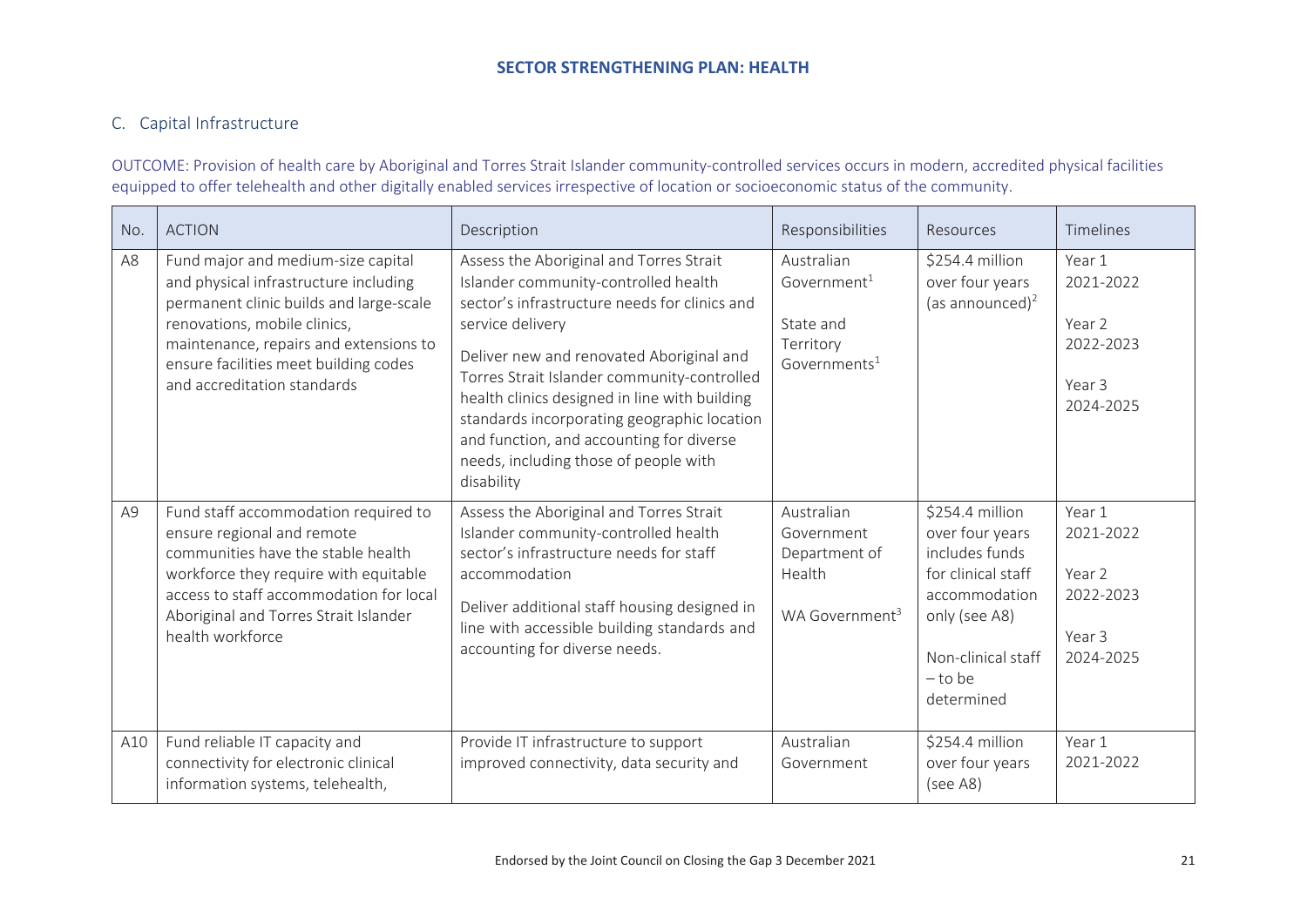## C. Capital Infrastructure

OUTCOME: Provision of health care by Aboriginal and Torres Strait Islander community-controlled services occurs in modern, accredited physical facilities equipped to offer telehealth and other digitally enabled services irrespective of location or socioeconomic status of the community.

| No. | ACTION | Description | Responsibilities | Resources | Timelines |
|---|---|---|---|---|---|
| A8 | Fund major and medium-size capital and physical infrastructure including permanent clinic builds and large-scale renovations, mobile clinics, maintenance, repairs and extensions to ensure facilities meet building codes and accreditation standards | Assess the Aboriginal and Torres Strait Islander community-controlled health sector's infrastructure needs for clinics and service delivery<br><br>Deliver new and renovated Aboriginal and Torres Strait Islander community-controlled health clinics designed in line with building standards incorporating geographic location and function, and accounting for diverse needs, including those of people with disability | Australian Government[1]<br><br>State and Territory Governments[1] | $254.4 million over four years (as announced)[2] | Year 1 2021-2022<br><br>Year 2 2022-2023<br><br>Year 3 2024-2025 |
| A9 | Fund staff accommodation required to ensure regional and remote communities have the stable health workforce they require with equitable access to staff accommodation for local Aboriginal and Torres Strait Islander health workforce | Assess the Aboriginal and Torres Strait Islander community-controlled health sector's infrastructure needs for staff accommodation<br><br>Deliver additional staff housing designed in line with accessible building standards and accounting for diverse needs. | Australian Government Department of Health<br><br>WA Government[3] | $254.4 million over four years includes funds for clinical staff accommodation only (see A8)<br><br>Non-clinical staff – to be determined | Year 1 2021-2022<br><br>Year 2 2022-2023<br><br>Year 3 2024-2025 |
| A10 | Fund reliable IT capacity and connectivity for electronic clinical information systems, telehealth, | Provide IT infrastructure to support improved connectivity, data security and | Australian Government | $254.4 million over four years (see A8) | Year 1 2021-2022 |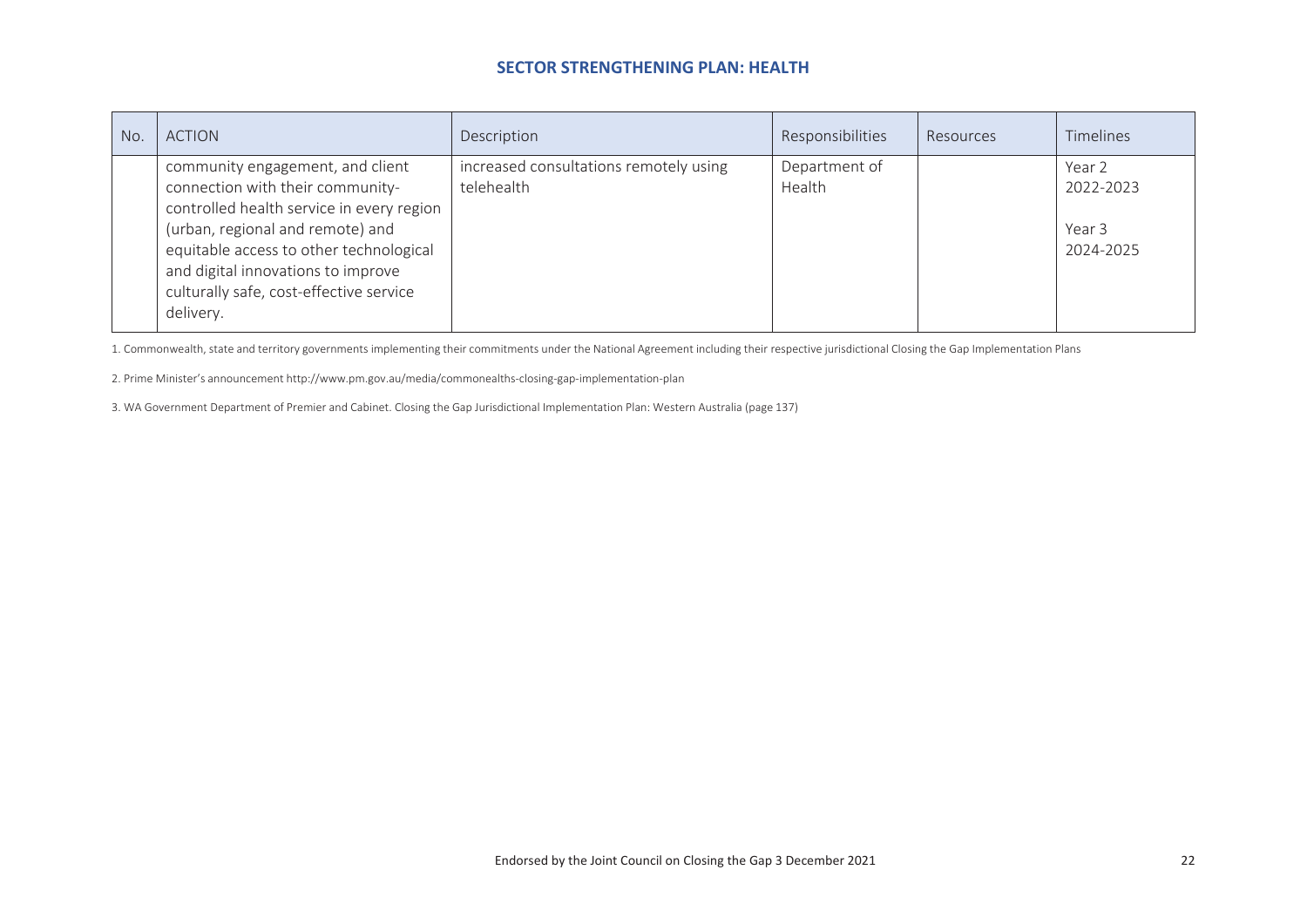## SECTOR STRENGTHENING PLAN: HEALTH

| No. | ACTION | Description | Responsibilities | Resources | Timelines |
|---|---|---|---|---|---|
| | community engagement, and client connection with their community-controlled health service in every region (urban, regional and remote) and equitable access to other technological and digital innovations to improve culturally safe, cost-effective service delivery. | increased consultations remotely using telehealth | Department of Health | | Year 2 2022-2023<br><br>Year 3 2024-2025 |

1. Commonwealth, state and territory governments implementing their commitments under the National Agreement including their respective jurisdictional Closing the Gap Implementation Plans

2. Prime Minister's announcement http://www.pm.gov.au/media/commonealths-closing-gap-implementation-plan

3. WA Government Department of Premier and Cabinet. Closing the Gap Jurisdictional Implementation Plan: Western Australia (page 137)

Endorsed by the Joint Council on Closing the Gap 3 December 2021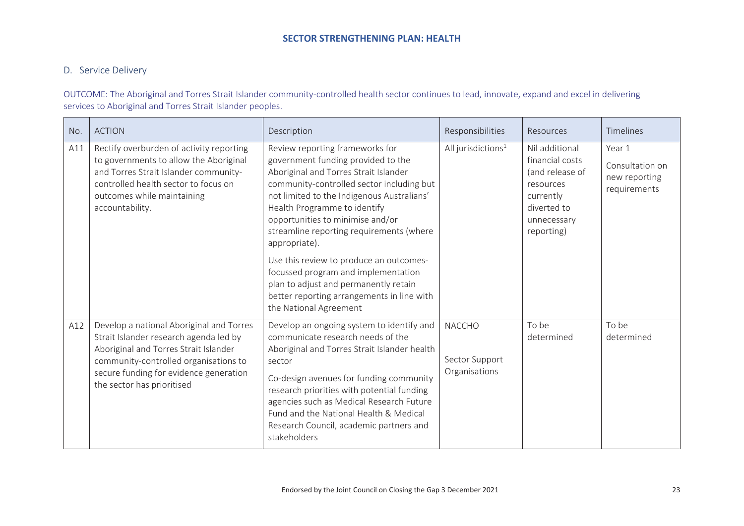## D. Service Delivery

OUTCOME: The Aboriginal and Torres Strait Islander community-controlled health sector continues to lead, innovate, expand and excel in delivering services to Aboriginal and Torres Strait Islander peoples.

| No. | ACTION | Description | Responsibilities | Resources | Timelines |
|---|---|---|---|---|---|
| A11 | Rectify overburden of activity reporting to governments to allow the Aboriginal and Torres Strait Islander community-controlled health sector to focus on outcomes while maintaining accountability. | Review reporting frameworks for government funding provided to the Aboriginal and Torres Strait Islander community-controlled sector including but not limited to the Indigenous Australians' Health Programme to identify opportunities to minimise and/or streamline reporting requirements (where appropriate).<br><br>Use this review to produce an outcomes-focussed program and implementation plan to adjust and permanently retain better reporting arrangements in line with the National Agreement | All jurisdictions[1] | Nil additional financial costs (and release of resources currently diverted to unnecessary reporting) | Year 1<br><br>Consultation on new reporting requirements |
| A12 | Develop a national Aboriginal and Torres Strait Islander research agenda led by Aboriginal and Torres Strait Islander community-controlled organisations to secure funding for evidence generation the sector has prioritised | Develop an ongoing system to identify and communicate research needs of the Aboriginal and Torres Strait Islander health sector<br><br>Co-design avenues for funding community research priorities with potential funding agencies such as Medical Research Future Fund and the National Health & Medical Research Council, academic partners and stakeholders | NACCHO<br><br>Sector Support Organisations | To be determined | To be determined |

Endorsed by the Joint Council on Closing the Gap 3 December 2021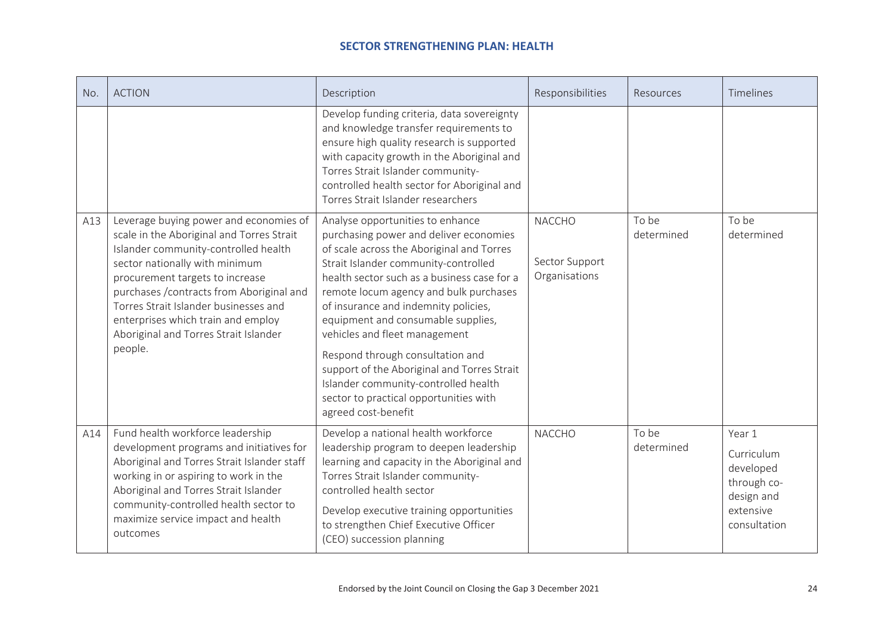## SECTOR STRENGTHENING PLAN: HEALTH

| No. | ACTION | Description | Responsibilities | Resources | Timelines |
|---|---|---|---|---|---|
| | | Develop funding criteria, data sovereignty and knowledge transfer requirements to ensure high quality research is supported with capacity growth in the Aboriginal and Torres Strait Islander community-controlled health sector for Aboriginal and Torres Strait Islander researchers | | | |
| A13 | Leverage buying power and economies of scale in the Aboriginal and Torres Strait Islander community-controlled health sector nationally with minimum procurement targets to increase purchases /contracts from Aboriginal and Torres Strait Islander businesses and enterprises which train and employ Aboriginal and Torres Strait Islander people. | Analyse opportunities to enhance purchasing power and deliver economies of scale across the Aboriginal and Torres Strait Islander community-controlled health sector such as a business case for a remote locum agency and bulk purchases of insurance and indemnity policies, equipment and consumable supplies, vehicles and fleet management<br><br>Respond through consultation and support of the Aboriginal and Torres Strait Islander community-controlled health sector to practical opportunities with agreed cost-benefit | NACCHO<br><br>Sector Support Organisations | To be determined | To be determined |
| A14 | Fund health workforce leadership development programs and initiatives for Aboriginal and Torres Strait Islander staff working in or aspiring to work in the Aboriginal and Torres Strait Islander community-controlled health sector to maximize service impact and health outcomes | Develop a national health workforce leadership program to deepen leadership learning and capacity in the Aboriginal and Torres Strait Islander community-controlled health sector<br><br>Develop executive training opportunities to strengthen Chief Executive Officer (CEO) succession planning | NACCHO | To be determined | Year 1<br><br>Curriculum developed through co-design and extensive consultation |

Endorsed by the Joint Council on Closing the Gap 3 December 2021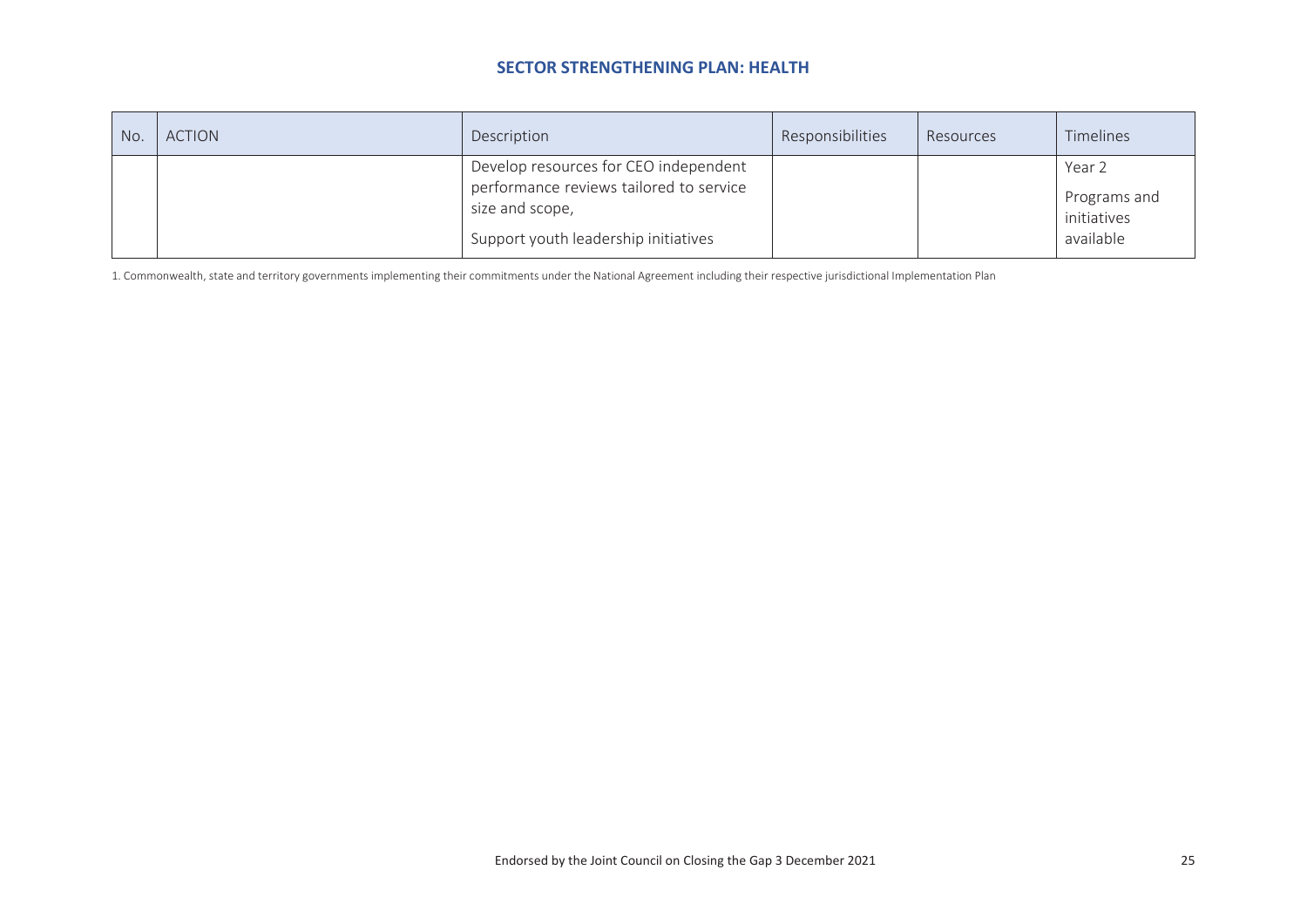## SECTOR STRENGTHENING PLAN: HEALTH

| No. | ACTION | Description | Responsibilities | Resources | Timelines |
|---|---|---|---|---|---|
| | | Develop resources for CEO independent performance reviews tailored to service size and scope,<br><br>Support youth leadership initiatives | | | Year 2<br><br>Programs and initiatives available |

1. Commonwealth, state and territory governments implementing their commitments under the National Agreement including their respective jurisdictional Implementation Plan

Endorsed by the Joint Council on Closing the Gap 3 December 2021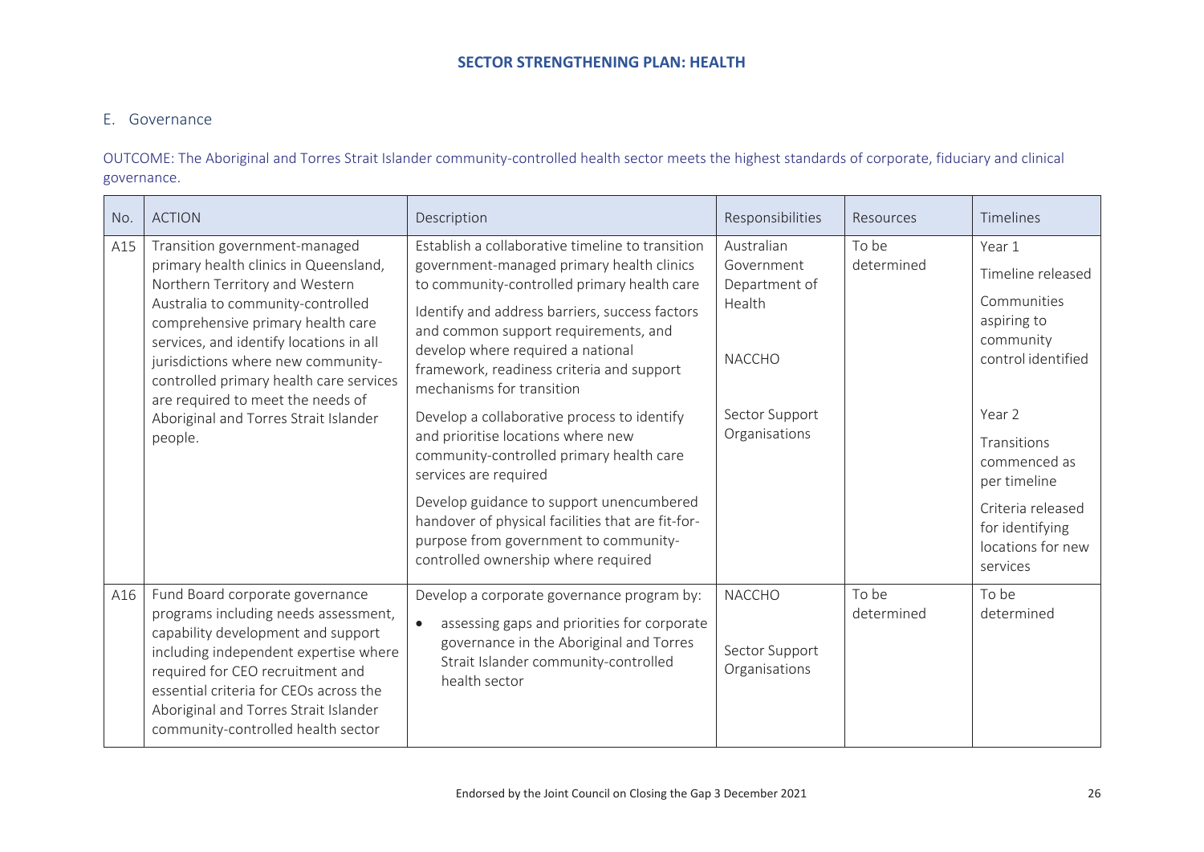## E. Governance

OUTCOME: The Aboriginal and Torres Strait Islander community-controlled health sector meets the highest standards of corporate, fiduciary and clinical governance.

| No. | ACTION | Description | Responsibilities | Resources | Timelines |
|---|---|---|---|---|---|
| A15 | Transition government-managed primary health clinics in Queensland, Northern Territory and Western Australia to community-controlled comprehensive primary health care services, and identify locations in all jurisdictions where new community-controlled primary health care services are required to meet the needs of Aboriginal and Torres Strait Islander people. | Establish a collaborative timeline to transition government-managed primary health clinics to community-controlled primary health care<br><br>Identify and address barriers, success factors and common support requirements, and develop where required a national framework, readiness criteria and support mechanisms for transition<br><br>Develop a collaborative process to identify and prioritise locations where new community-controlled primary health care services are required<br><br>Develop guidance to support unencumbered handover of physical facilities that are fit-for-purpose from government to community-controlled ownership where required | Australian Government Department of Health<br><br>NACCHO<br><br>Sector Support Organisations | To be determined | Year 1<br><br>Timeline released<br><br>Communities aspiring to community control identified<br><br>Year 2<br><br>Transitions commenced as per timeline<br><br>Criteria released for identifying locations for new services |
| A16 | Fund Board corporate governance programs including needs assessment, capability development and support including independent expertise where required for CEO recruitment and essential criteria for CEOs across the Aboriginal and Torres Strait Islander community-controlled health sector | Develop a corporate governance program by:<br><br>• assessing gaps and priorities for corporate governance in the Aboriginal and Torres Strait Islander community-controlled health sector | NACCHO<br><br>Sector Support Organisations | To be determined | To be determined |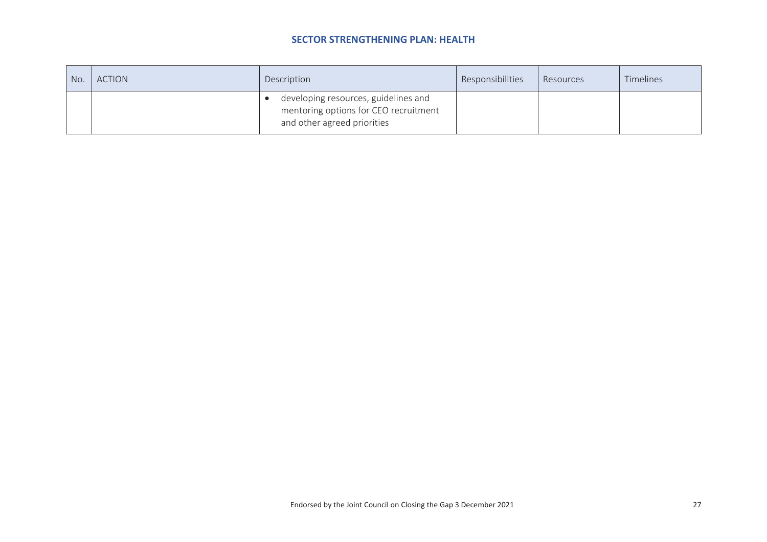## SECTOR STRENGTHENING PLAN: HEALTH

| No. | ACTION | Description | Responsibilities | Resources | Timelines |
|---|---|---|---|---|---|
| | | • developing resources, guidelines and mentoring options for CEO recruitment and other agreed priorities | | | |

Endorsed by the Joint Council on Closing the Gap 3 December 2021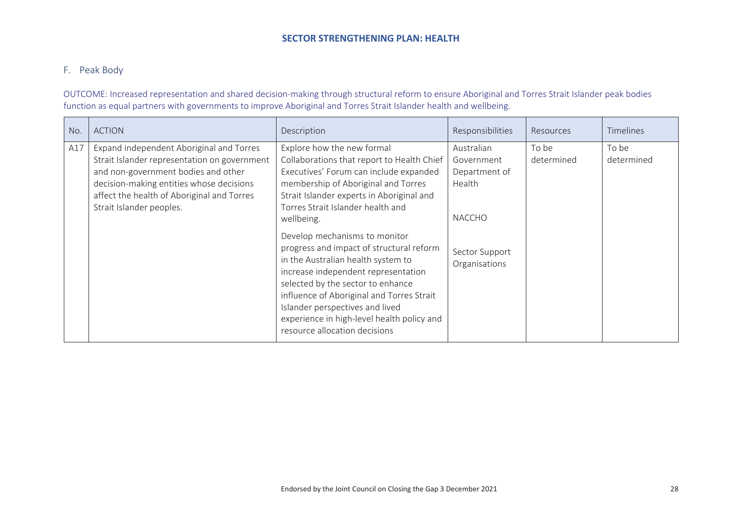## F. Peak Body

OUTCOME: Increased representation and shared decision-making through structural reform to ensure Aboriginal and Torres Strait Islander peak bodies function as equal partners with governments to improve Aboriginal and Torres Strait Islander health and wellbeing.

| No. | ACTION | Description | Responsibilities | Resources | Timelines |
|---|---|---|---|---|---|
| A17 | Expand independent Aboriginal and Torres Strait Islander representation on government and non-government bodies and other decision-making entities whose decisions affect the health of Aboriginal and Torres Strait Islander peoples. | Explore how the new formal Collaborations that report to Health Chief Executives' Forum can include expanded membership of Aboriginal and Torres Strait Islander experts in Aboriginal and Torres Strait Islander health and wellbeing.<br><br>Develop mechanisms to monitor progress and impact of structural reform in the Australian health system to increase independent representation selected by the sector to enhance influence of Aboriginal and Torres Strait Islander perspectives and lived experience in high-level health policy and resource allocation decisions | Australian Government Department of Health<br><br>NACCHO<br><br>Sector Support Organisations | To be determined | To be determined |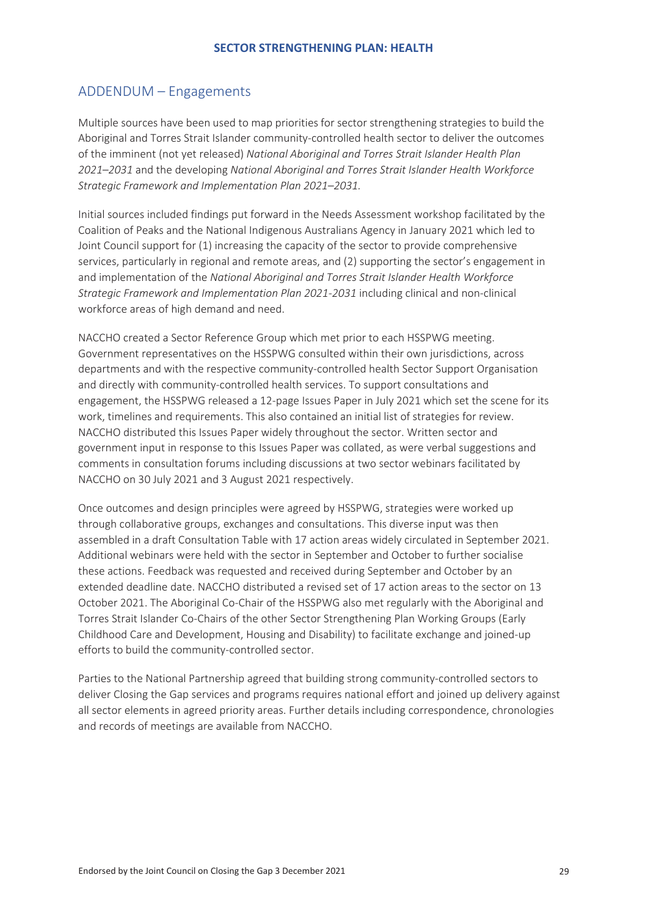## ADDENDUM – Engagements

Multiple sources have been used to map priorities for sector strengthening strategies to build the Aboriginal and Torres Strait Islander community-controlled health sector to deliver the outcomes of the imminent (not yet released) *National Aboriginal and Torres Strait Islander Health Plan 2021–2031* and the developing *National Aboriginal and Torres Strait Islander Health Workforce Strategic Framework and Implementation Plan 2021–2031.*

Initial sources included findings put forward in the Needs Assessment workshop facilitated by the Coalition of Peaks and the National Indigenous Australians Agency in January 2021 which led to Joint Council support for (1) increasing the capacity of the sector to provide comprehensive services, particularly in regional and remote areas, and (2) supporting the sector's engagement in and implementation of the *National Aboriginal and Torres Strait Islander Health Workforce Strategic Framework and Implementation Plan 2021-2031* including clinical and non-clinical workforce areas of high demand and need.

NACCHO created a Sector Reference Group which met prior to each HSSPWG meeting. Government representatives on the HSSPWG consulted within their own jurisdictions, across departments and with the respective community-controlled health Sector Support Organisation and directly with community-controlled health services. To support consultations and engagement, the HSSPWG released a 12-page Issues Paper in July 2021 which set the scene for its work, timelines and requirements. This also contained an initial list of strategies for review. NACCHO distributed this Issues Paper widely throughout the sector. Written sector and government input in response to this Issues Paper was collated, as were verbal suggestions and comments in consultation forums including discussions at two sector webinars facilitated by NACCHO on 30 July 2021 and 3 August 2021 respectively.

Once outcomes and design principles were agreed by HSSPWG, strategies were worked up through collaborative groups, exchanges and consultations. This diverse input was then assembled in a draft Consultation Table with 17 action areas widely circulated in September 2021. Additional webinars were held with the sector in September and October to further socialise these actions. Feedback was requested and received during September and October by an extended deadline date. NACCHO distributed a revised set of 17 action areas to the sector on 13 October 2021. The Aboriginal Co-Chair of the HSSPWG also met regularly with the Aboriginal and Torres Strait Islander Co-Chairs of the other Sector Strengthening Plan Working Groups (Early Childhood Care and Development, Housing and Disability) to facilitate exchange and joined-up efforts to build the community-controlled sector.

Parties to the National Partnership agreed that building strong community-controlled sectors to deliver Closing the Gap services and programs requires national effort and joined up delivery against all sector elements in agreed priority areas. Further details including correspondence, chronologies and records of meetings are available from NACCHO.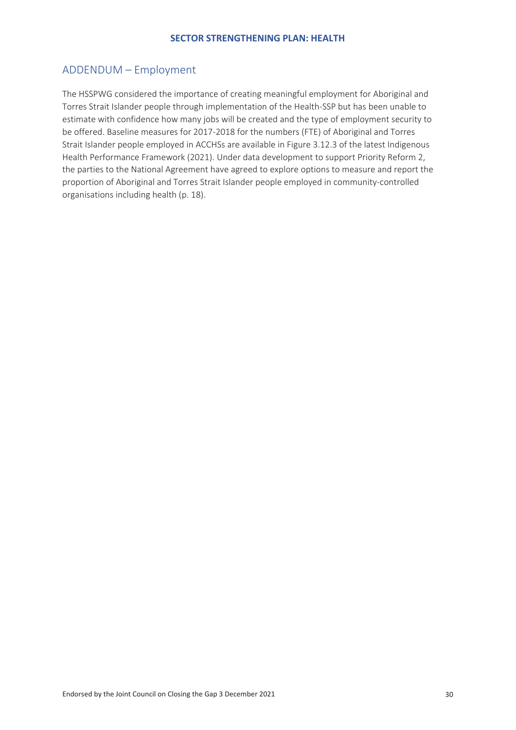## ADDENDUM – Employment

The HSSPWG considered the importance of creating meaningful employment for Aboriginal and Torres Strait Islander people through implementation of the Health-SSP but has been unable to estimate with confidence how many jobs will be created and the type of employment security to be offered. Baseline measures for 2017-2018 for the numbers (FTE) of Aboriginal and Torres Strait Islander people employed in ACCHSs are available in Figure 3.12.3 of the latest Indigenous Health Performance Framework (2021). Under data development to support Priority Reform 2, the parties to the National Agreement have agreed to explore options to measure and report the proportion of Aboriginal and Torres Strait Islander people employed in community-controlled organisations including health (p. 18).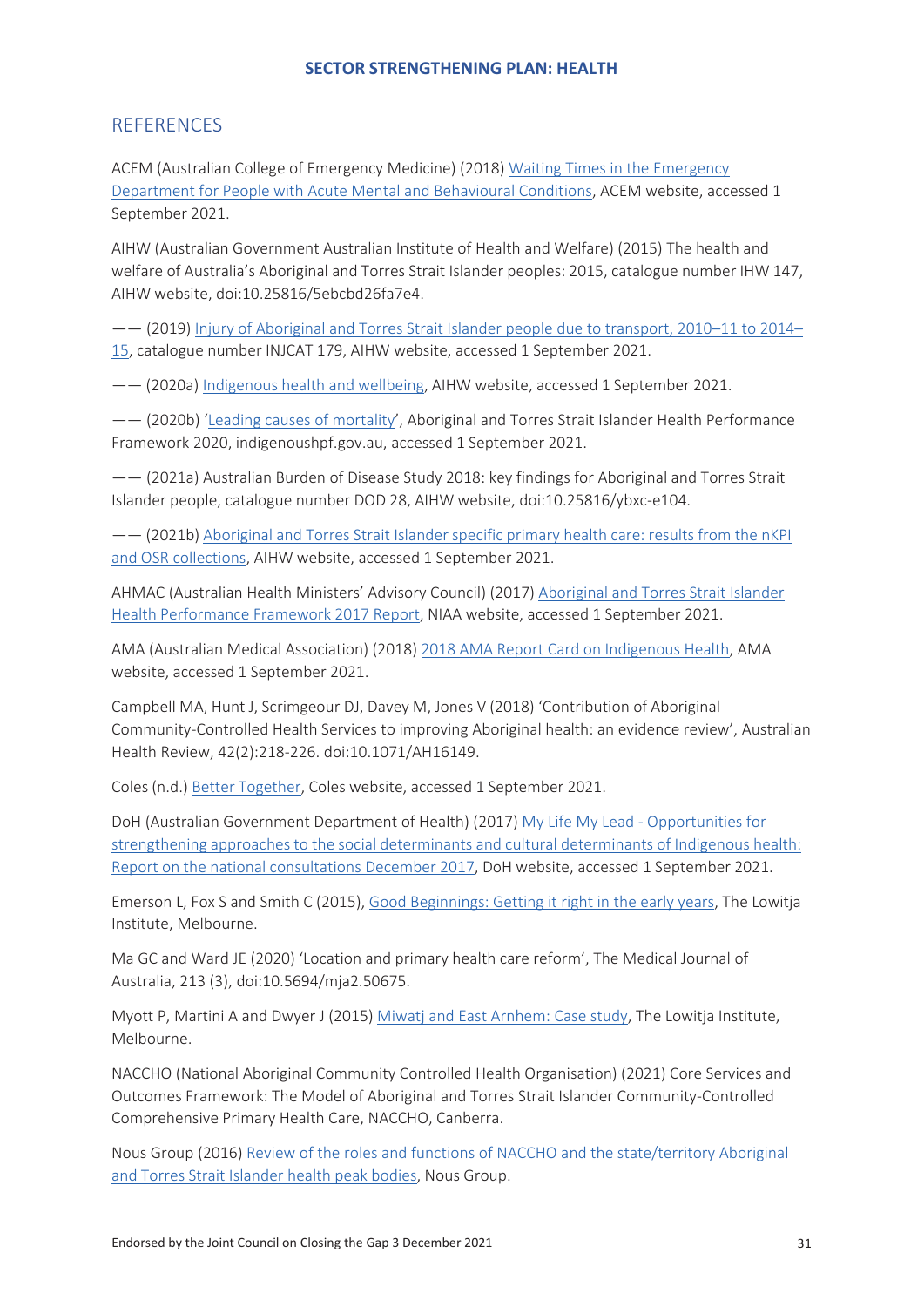## REFERENCES

ACEM (Australian College of Emergency Medicine) (2018) Waiting Times in the Emergency Department for People with Acute Mental and Behavioural Conditions, ACEM website, accessed 1 September 2021.

AIHW (Australian Government Australian Institute of Health and Welfare) (2015) The health and welfare of Australia's Aboriginal and Torres Strait Islander peoples: 2015, catalogue number IHW 147, AIHW website, doi:10.25816/5ebcbd26fa7e4.

—— (2019) Injury of Aboriginal and Torres Strait Islander people due to transport, 2010–11 to 2014–15, catalogue number INJCAT 179, AIHW website, accessed 1 September 2021.

—— (2020a) Indigenous health and wellbeing, AIHW website, accessed 1 September 2021.

—— (2020b) 'Leading causes of mortality', Aboriginal and Torres Strait Islander Health Performance Framework 2020, indigenoushpf.gov.au, accessed 1 September 2021.

—— (2021a) Australian Burden of Disease Study 2018: key findings for Aboriginal and Torres Strait Islander people, catalogue number DOD 28, AIHW website, doi:10.25816/ybxc-e104.

—— (2021b) Aboriginal and Torres Strait Islander specific primary health care: results from the nKPI and OSR collections, AIHW website, accessed 1 September 2021.

AHMAC (Australian Health Ministers' Advisory Council) (2017) Aboriginal and Torres Strait Islander Health Performance Framework 2017 Report, NIAA website, accessed 1 September 2021.

AMA (Australian Medical Association) (2018) 2018 AMA Report Card on Indigenous Health, AMA website, accessed 1 September 2021.

Campbell MA, Hunt J, Scrimgeour DJ, Davey M, Jones V (2018) 'Contribution of Aboriginal Community-Controlled Health Services to improving Aboriginal health: an evidence review', Australian Health Review, 42(2):218-226. doi:10.1071/AH16149.

Coles (n.d.) Better Together, Coles website, accessed 1 September 2021.

DoH (Australian Government Department of Health) (2017) My Life My Lead - Opportunities for strengthening approaches to the social determinants and cultural determinants of Indigenous health: Report on the national consultations December 2017, DoH website, accessed 1 September 2021.

Emerson L, Fox S and Smith C (2015), Good Beginnings: Getting it right in the early years, The Lowitja Institute, Melbourne.

Ma GC and Ward JE (2020) 'Location and primary health care reform', The Medical Journal of Australia, 213 (3), doi:10.5694/mja2.50675.

Myott P, Martini A and Dwyer J (2015) Miwatj and East Arnhem: Case study, The Lowitja Institute, Melbourne.

NACCHO (National Aboriginal Community Controlled Health Organisation) (2021) Core Services and Outcomes Framework: The Model of Aboriginal and Torres Strait Islander Community-Controlled Comprehensive Primary Health Care, NACCHO, Canberra.

Nous Group (2016) Review of the roles and functions of NACCHO and the state/territory Aboriginal and Torres Strait Islander health peak bodies, Nous Group.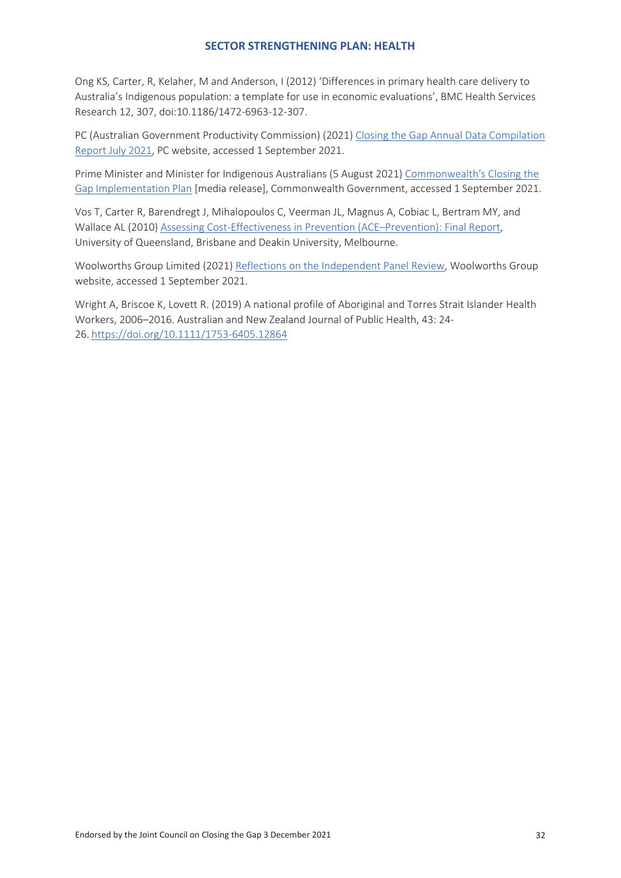Ong KS, Carter, R, Kelaher, M and Anderson, I (2012) 'Differences in primary health care delivery to Australia's Indigenous population: a template for use in economic evaluations', BMC Health Services Research 12, 307, doi:10.1186/1472-6963-12-307.

PC (Australian Government Productivity Commission) (2021) Closing the Gap Annual Data Compilation Report July 2021, PC website, accessed 1 September 2021.

Prime Minister and Minister for Indigenous Australians (5 August 2021) Commonwealth's Closing the Gap Implementation Plan [media release], Commonwealth Government, accessed 1 September 2021.

Vos T, Carter R, Barendregt J, Mihalopoulos C, Veerman JL, Magnus A, Cobiac L, Bertram MY, and Wallace AL (2010) Assessing Cost-Effectiveness in Prevention (ACE–Prevention): Final Report, University of Queensland, Brisbane and Deakin University, Melbourne.

Woolworths Group Limited (2021) Reflections on the Independent Panel Review, Woolworths Group website, accessed 1 September 2021.

Wright A, Briscoe K, Lovett R. (2019) A national profile of Aboriginal and Torres Strait Islander Health Workers, 2006–2016. Australian and New Zealand Journal of Public Health, 43: 24-26. https://doi.org/10.1111/1753-6405.12864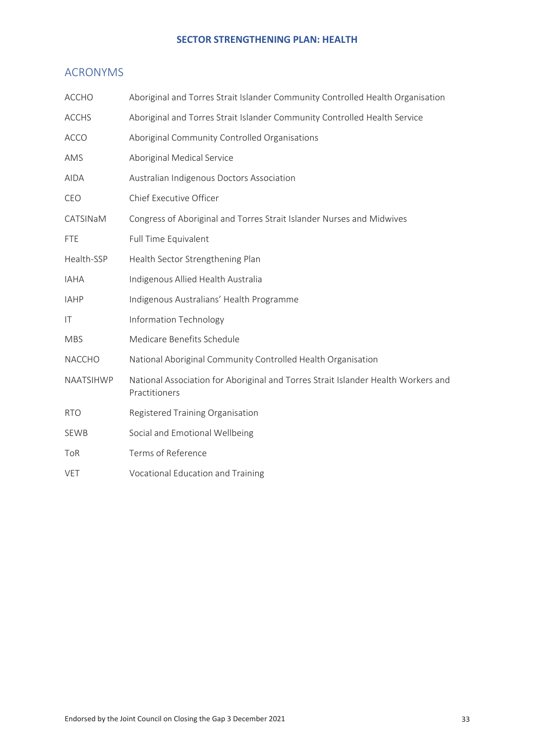## ACRONYMS

| | |
|---|---|
| ACCHO | Aboriginal and Torres Strait Islander Community Controlled Health Organisation |
| ACCHS | Aboriginal and Torres Strait Islander Community Controlled Health Service |
| ACCO | Aboriginal Community Controlled Organisations |
| AMS | Aboriginal Medical Service |
| AIDA | Australian Indigenous Doctors Association |
| CEO | Chief Executive Officer |
| CATSINaM | Congress of Aboriginal and Torres Strait Islander Nurses and Midwives |
| FTE | Full Time Equivalent |
| Health-SSP | Health Sector Strengthening Plan |
| IAHA | Indigenous Allied Health Australia |
| IAHP | Indigenous Australians' Health Programme |
| IT | Information Technology |
| MBS | Medicare Benefits Schedule |
| NACCHO | National Aboriginal Community Controlled Health Organisation |
| NAATSIHWP | National Association for Aboriginal and Torres Strait Islander Health Workers and Practitioners |
| RTO | Registered Training Organisation |
| SEWB | Social and Emotional Wellbeing |
| ToR | Terms of Reference |
| VET | Vocational Education and Training |